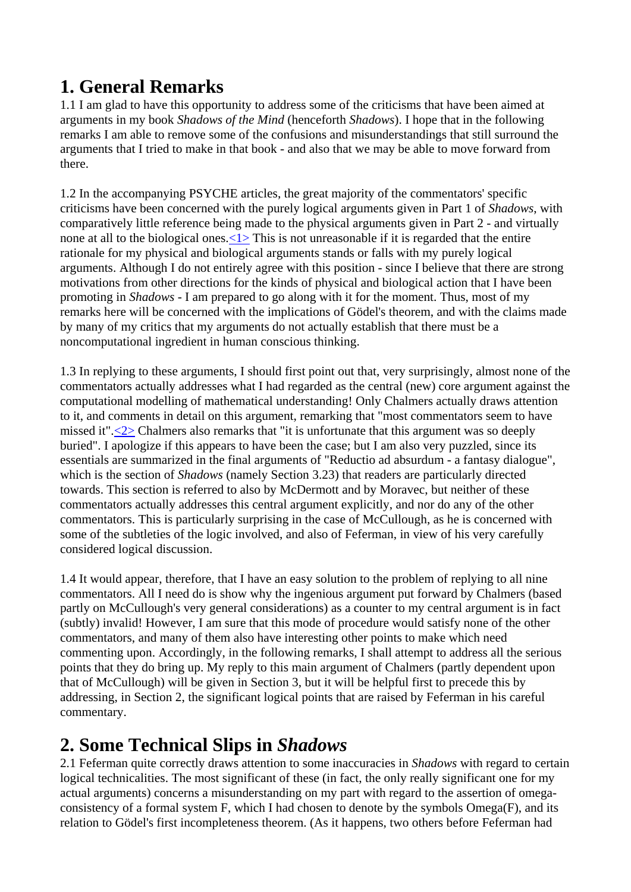## 1. General Remarks

1.1 I am glad to have this opportunity to address some of the criticisms that have been aimed at arguments in my book *Shadows of the Mind* (henceforth *Shadows*). I hope that in the following remarks I am able to remove some of the confusions and misunderstandings that still surround the arguments that I tried to make in that book - and also that we may be able to move forward from there.

1.2 In the accompanying PSYCHE articles, the great majority of the commentators' specific criticisms have been concerned with the purely logical arguments given in Part 1 of *Shadows*, with comparatively little reference being made to the physical arguments given in Part 2 - and virtually none at all to the biological ones.<1> This is not unreasonable if it is regarded that the entire rationale for my physical and biological arguments stands or falls with my purely logical arguments. Although I do not entirely agree with this position - since I believe that there are strong motivations from other directions for the kinds of physical and biological action that I have been promoting in *Shadows* - I am prepared to go along with it for the moment. Thus, most of my remarks here will be concerned with the implications of Gödel's theorem, and with the claims made by many of my critics that my arguments do not actually establish that there must be a noncomputational ingredient in human conscious thinking.

1.3 In replying to these arguments, I should first point out that, very surprisingly, almost none of the commentators actually addresses what I had regarded as the central (new) core argument against the computational modelling of mathematical understanding! Only Chalmers actually draws attention to it, and comments in detail on this argument, remarking that "most commentators seem to have missed it".<2> Chalmers also remarks that "it is unfortunate that this argument was so deeply buried". I apologize if this appears to have been the case; but I am also very puzzled, since its essentials are summarized in the final arguments of "Reductio ad absurdum - a fantasy dialogue", which is the section of *Shadows* (namely Section 3.23) that readers are particularly directed towards. This section is referred to also by McDermott and by Moravec, but neither of these commentators actually addresses this central argument explicitly, and nor do any of the other commentators. This is particularly surprising in the case of McCullough, as he is concerned with some of the subtleties of the logic involved, and also of Feferman, in view of his very carefully considered logical discussion.

1.4 It would appear, therefore, that I have an easy solution to the problem of replying to all nine commentators. All I need do is show why the ingenious argument put forward by Chalmers (based partly on McCullough's very general considerations) as a counter to my central argument is in fact (subtly) invalid! However, I am sure that this mode of procedure would satisfy none of the other commentators, and many of them also have interesting other points to make which need commenting upon. Accordingly, in the following remarks, I shall attempt to address all the serious points that they do bring up. My reply to this main argument of Chalmers (partly dependent upon that of McCullough) will be given in Section 3, but it will be helpful first to precede this by addressing, in Section 2, the significant logical points that are raised by Feferman in his careful commentary.

## 2. Some Technical Slips in *Shadows*

2.1 Feferman quite correctly draws attention to some inaccuracies in *Shadows* with regard to certain logical technicalities. The most significant of these (in fact, the only really significant one for my actual arguments) concerns a misunderstanding on my part with regard to the assertion of omega-consistency of a formal system F, which I had chosen to denote by the symbols Omega(F), and its relation to Gödel's first incompleteness theorem. (As it happens, two others before Feferman had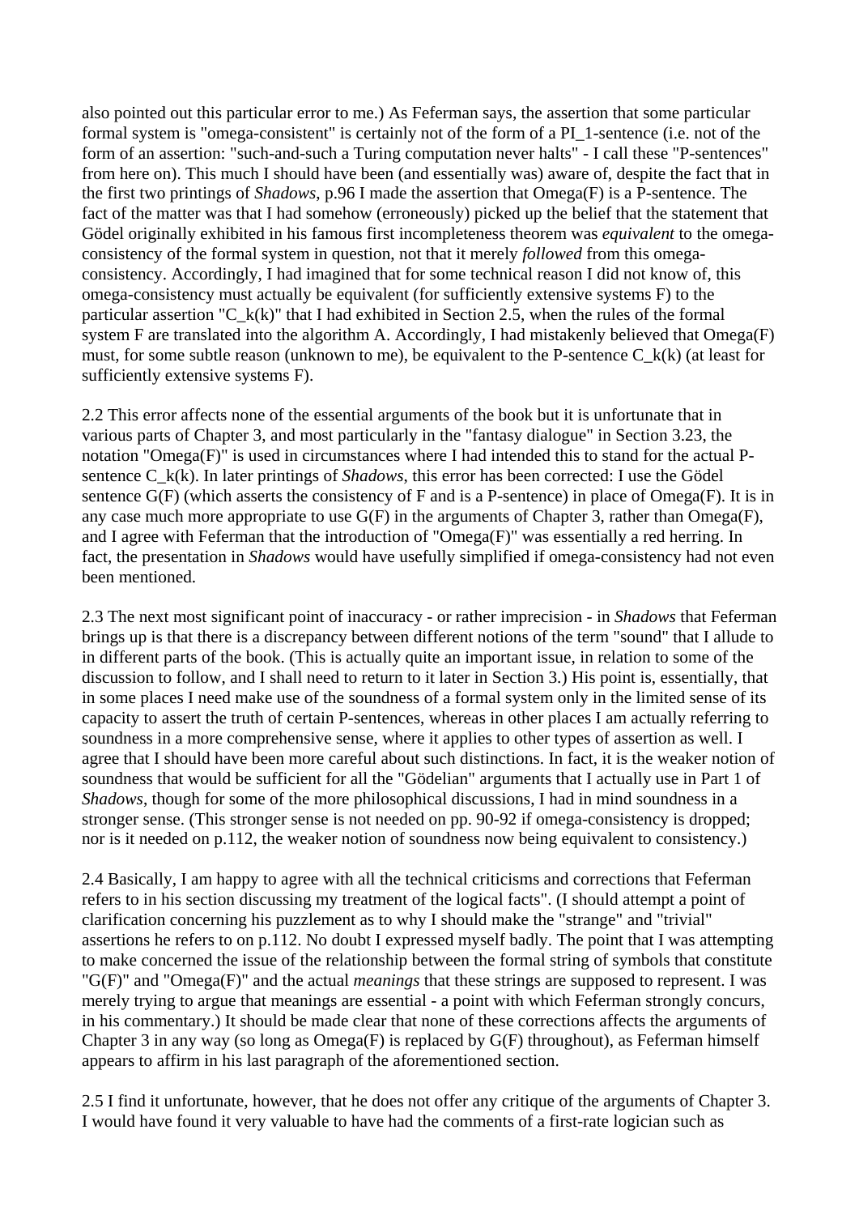also pointed out this particular error to me.) As Feferman says, the assertion that some particular formal system is "omega-consistent" is certainly not of the form of a PI_1-sentence (i.e. not of the form of an assertion: "such-and-such a Turing computation never halts" - I call these "P-sentences" from here on). This much I should have been (and essentially was) aware of, despite the fact that in the first two printings of *Shadows*, p.96 I made the assertion that Omega(F) is a P-sentence. The fact of the matter was that I had somehow (erroneously) picked up the belief that the statement that Gödel originally exhibited in his famous first incompleteness theorem was *equivalent* to the omega-consistency of the formal system in question, not that it merely *followed* from this omega-consistency. Accordingly, I had imagined that for some technical reason I did not know of, this omega-consistency must actually be equivalent (for sufficiently extensive systems F) to the particular assertion "C_k(k)" that I had exhibited in Section 2.5, when the rules of the formal system F are translated into the algorithm A. Accordingly, I had mistakenly believed that Omega(F) must, for some subtle reason (unknown to me), be equivalent to the P-sentence C_k(k) (at least for sufficiently extensive systems F).

2.2 This error affects none of the essential arguments of the book but it is unfortunate that in various parts of Chapter 3, and most particularly in the "fantasy dialogue" in Section 3.23, the notation "Omega(F)" is used in circumstances where I had intended this to stand for the actual P-sentence C_k(k). In later printings of *Shadows*, this error has been corrected: I use the Gödel sentence G(F) (which asserts the consistency of F and is a P-sentence) in place of Omega(F). It is in any case much more appropriate to use G(F) in the arguments of Chapter 3, rather than Omega(F), and I agree with Feferman that the introduction of "Omega(F)" was essentially a red herring. In fact, the presentation in *Shadows* would have usefully simplified if omega-consistency had not even been mentioned.

2.3 The next most significant point of inaccuracy - or rather imprecision - in *Shadows* that Feferman brings up is that there is a discrepancy between different notions of the term "sound" that I allude to in different parts of the book. (This is actually quite an important issue, in relation to some of the discussion to follow, and I shall need to return to it later in Section 3.) His point is, essentially, that in some places I need make use of the soundness of a formal system only in the limited sense of its capacity to assert the truth of certain P-sentences, whereas in other places I am actually referring to soundness in a more comprehensive sense, where it applies to other types of assertion as well. I agree that I should have been more careful about such distinctions. In fact, it is the weaker notion of soundness that would be sufficient for all the "Gödelian" arguments that I actually use in Part 1 of *Shadows*, though for some of the more philosophical discussions, I had in mind soundness in a stronger sense. (This stronger sense is not needed on pp. 90-92 if omega-consistency is dropped; nor is it needed on p.112, the weaker notion of soundness now being equivalent to consistency.)

2.4 Basically, I am happy to agree with all the technical criticisms and corrections that Feferman refers to in his section discussing my treatment of the logical facts". (I should attempt a point of clarification concerning his puzzlement as to why I should make the "strange" and "trivial" assertions he refers to on p.112. No doubt I expressed myself badly. The point that I was attempting to make concerned the issue of the relationship between the formal string of symbols that constitute "G(F)" and "Omega(F)" and the actual *meanings* that these strings are supposed to represent. I was merely trying to argue that meanings are essential - a point with which Feferman strongly concurs, in his commentary.) It should be made clear that none of these corrections affects the arguments of Chapter 3 in any way (so long as Omega(F) is replaced by G(F) throughout), as Feferman himself appears to affirm in his last paragraph of the aforementioned section.

2.5 I find it unfortunate, however, that he does not offer any critique of the arguments of Chapter 3. I would have found it very valuable to have had the comments of a first-rate logician such as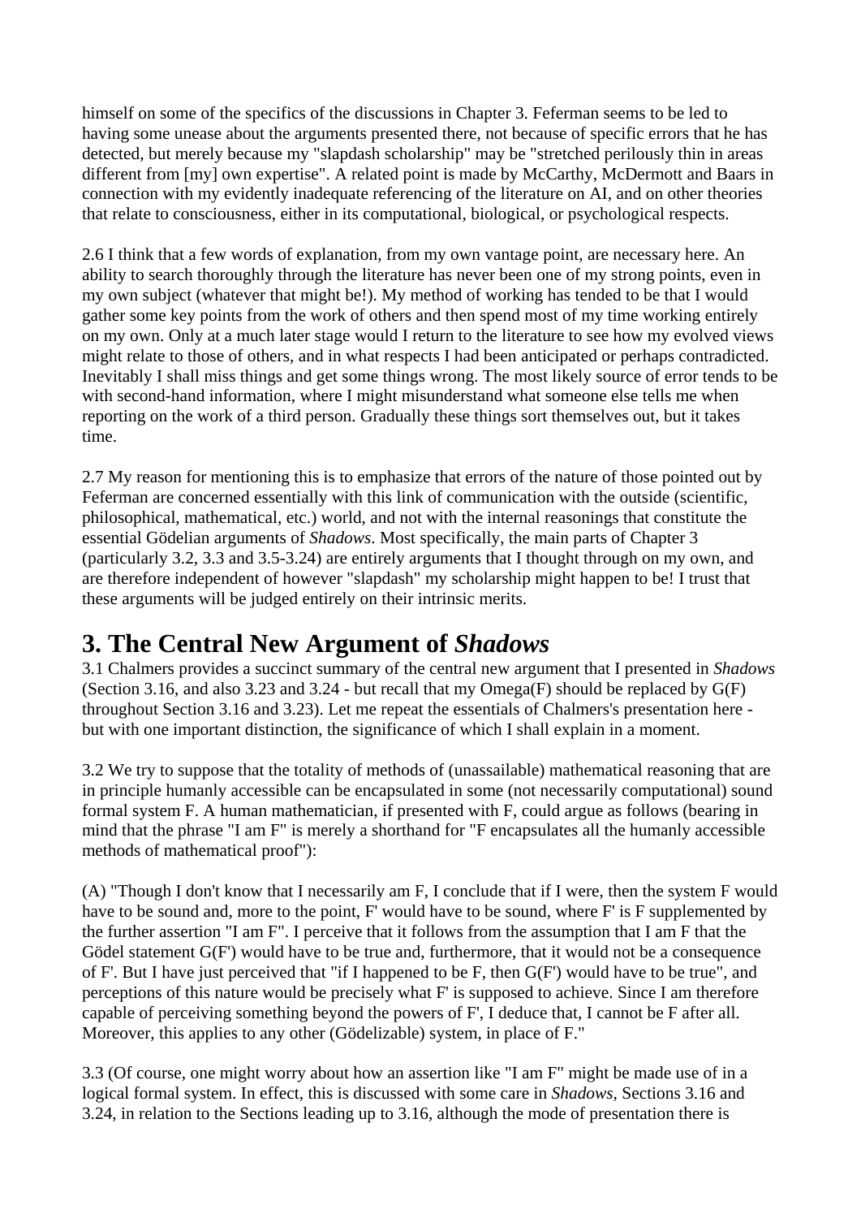himself on some of the specifics of the discussions in Chapter 3. Feferman seems to be led to having some unease about the arguments presented there, not because of specific errors that he has detected, but merely because my "slapdash scholarship" may be "stretched perilously thin in areas different from [my] own expertise". A related point is made by McCarthy, McDermott and Baars in connection with my evidently inadequate referencing of the literature on AI, and on other theories that relate to consciousness, either in its computational, biological, or psychological respects.

2.6 I think that a few words of explanation, from my own vantage point, are necessary here. An ability to search thoroughly through the literature has never been one of my strong points, even in my own subject (whatever that might be!). My method of working has tended to be that I would gather some key points from the work of others and then spend most of my time working entirely on my own. Only at a much later stage would I return to the literature to see how my evolved views might relate to those of others, and in what respects I had been anticipated or perhaps contradicted. Inevitably I shall miss things and get some things wrong. The most likely source of error tends to be with second-hand information, where I might misunderstand what someone else tells me when reporting on the work of a third person. Gradually these things sort themselves out, but it takes time.

2.7 My reason for mentioning this is to emphasize that errors of the nature of those pointed out by Feferman are concerned essentially with this link of communication with the outside (scientific, philosophical, mathematical, etc.) world, and not with the internal reasonings that constitute the essential Gödelian arguments of *Shadows*. Most specifically, the main parts of Chapter 3 (particularly 3.2, 3.3 and 3.5-3.24) are entirely arguments that I thought through on my own, and are therefore independent of however "slapdash" my scholarship might happen to be! I trust that these arguments will be judged entirely on their intrinsic merits.

## 3. The Central New Argument of *Shadows*

3.1 Chalmers provides a succinct summary of the central new argument that I presented in *Shadows* (Section 3.16, and also 3.23 and 3.24 - but recall that my Omega(F) should be replaced by G(F) throughout Section 3.16 and 3.23). Let me repeat the essentials of Chalmers's presentation here - but with one important distinction, the significance of which I shall explain in a moment.

3.2 We try to suppose that the totality of methods of (unassailable) mathematical reasoning that are in principle humanly accessible can be encapsulated in some (not necessarily computational) sound formal system F. A human mathematician, if presented with F, could argue as follows (bearing in mind that the phrase "I am F" is merely a shorthand for "F encapsulates all the humanly accessible methods of mathematical proof"):

(A) "Though I don't know that I necessarily am F, I conclude that if I were, then the system F would have to be sound and, more to the point, F' would have to be sound, where F' is F supplemented by the further assertion "I am F". I perceive that it follows from the assumption that I am F that the Gödel statement G(F') would have to be true and, furthermore, that it would not be a consequence of F'. But I have just perceived that "if I happened to be F, then G(F') would have to be true", and perceptions of this nature would be precisely what F' is supposed to achieve. Since I am therefore capable of perceiving something beyond the powers of F', I deduce that, I cannot be F after all. Moreover, this applies to any other (Gödelizable) system, in place of F."

3.3 (Of course, one might worry about how an assertion like "I am F" might be made use of in a logical formal system. In effect, this is discussed with some care in *Shadows*, Sections 3.16 and 3.24, in relation to the Sections leading up to 3.16, although the mode of presentation there is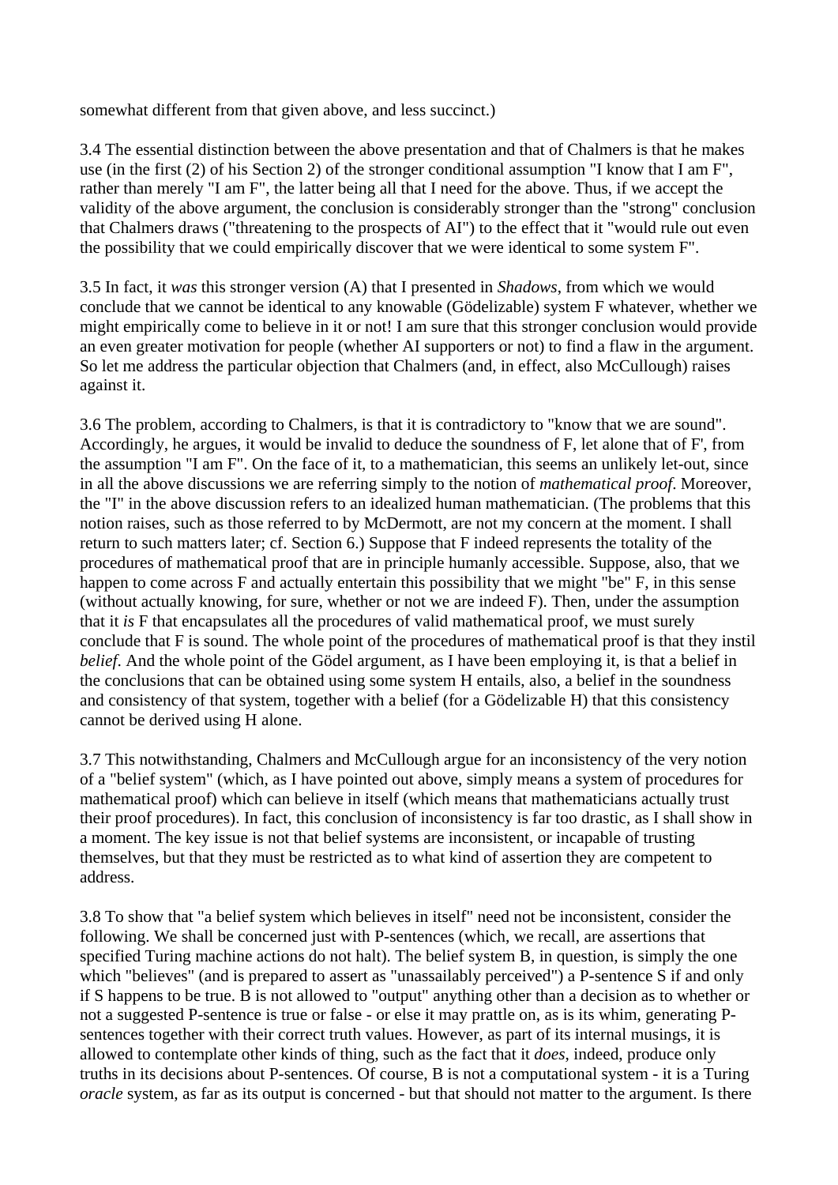somewhat different from that given above, and less succinct.)

3.4 The essential distinction between the above presentation and that of Chalmers is that he makes use (in the first (2) of his Section 2) of the stronger conditional assumption "I know that I am F", rather than merely "I am F", the latter being all that I need for the above. Thus, if we accept the validity of the above argument, the conclusion is considerably stronger than the "strong" conclusion that Chalmers draws ("threatening to the prospects of AI") to the effect that it "would rule out even the possibility that we could empirically discover that we were identical to some system F".

3.5 In fact, it *was* this stronger version (A) that I presented in *Shadows*, from which we would conclude that we cannot be identical to any knowable (Gödelizable) system F whatever, whether we might empirically come to believe in it or not! I am sure that this stronger conclusion would provide an even greater motivation for people (whether AI supporters or not) to find a flaw in the argument. So let me address the particular objection that Chalmers (and, in effect, also McCullough) raises against it.

3.6 The problem, according to Chalmers, is that it is contradictory to "know that we are sound". Accordingly, he argues, it would be invalid to deduce the soundness of F, let alone that of F', from the assumption "I am F". On the face of it, to a mathematician, this seems an unlikely let-out, since in all the above discussions we are referring simply to the notion of *mathematical proof*. Moreover, the "I" in the above discussion refers to an idealized human mathematician. (The problems that this notion raises, such as those referred to by McDermott, are not my concern at the moment. I shall return to such matters later; cf. Section 6.) Suppose that F indeed represents the totality of the procedures of mathematical proof that are in principle humanly accessible. Suppose, also, that we happen to come across F and actually entertain this possibility that we might "be" F, in this sense (without actually knowing, for sure, whether or not we are indeed F). Then, under the assumption that it *is* F that encapsulates all the procedures of valid mathematical proof, we must surely conclude that F is sound. The whole point of the procedures of mathematical proof is that they instil *belief*. And the whole point of the Gödel argument, as I have been employing it, is that a belief in the conclusions that can be obtained using some system H entails, also, a belief in the soundness and consistency of that system, together with a belief (for a Gödelizable H) that this consistency cannot be derived using H alone.

3.7 This notwithstanding, Chalmers and McCullough argue for an inconsistency of the very notion of a "belief system" (which, as I have pointed out above, simply means a system of procedures for mathematical proof) which can believe in itself (which means that mathematicians actually trust their proof procedures). In fact, this conclusion of inconsistency is far too drastic, as I shall show in a moment. The key issue is not that belief systems are inconsistent, or incapable of trusting themselves, but that they must be restricted as to what kind of assertion they are competent to address.

3.8 To show that "a belief system which believes in itself" need not be inconsistent, consider the following. We shall be concerned just with P-sentences (which, we recall, are assertions that specified Turing machine actions do not halt). The belief system B, in question, is simply the one which "believes" (and is prepared to assert as "unassailably perceived") a P-sentence S if and only if S happens to be true. B is not allowed to "output" anything other than a decision as to whether or not a suggested P-sentence is true or false - or else it may prattle on, as is its whim, generating P-sentences together with their correct truth values. However, as part of its internal musings, it is allowed to contemplate other kinds of thing, such as the fact that it *does*, indeed, produce only truths in its decisions about P-sentences. Of course, B is not a computational system - it is a Turing *oracle* system, as far as its output is concerned - but that should not matter to the argument. Is there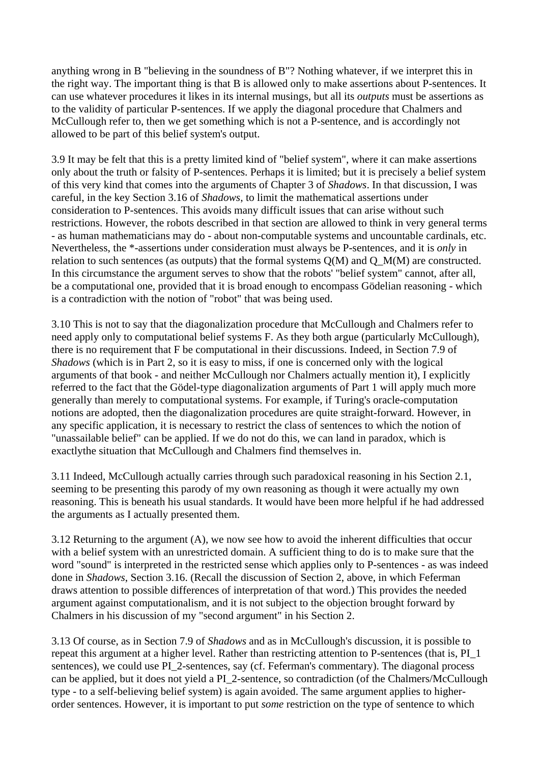anything wrong in B "believing in the soundness of B"? Nothing whatever, if we interpret this in the right way. The important thing is that B is allowed only to make assertions about P-sentences. It can use whatever procedures it likes in its internal musings, but all its *outputs* must be assertions as to the validity of particular P-sentences. If we apply the diagonal procedure that Chalmers and McCullough refer to, then we get something which is not a P-sentence, and is accordingly not allowed to be part of this belief system's output.

3.9 It may be felt that this is a pretty limited kind of "belief system", where it can make assertions only about the truth or falsity of P-sentences. Perhaps it is limited; but it is precisely a belief system of this very kind that comes into the arguments of Chapter 3 of *Shadows*. In that discussion, I was careful, in the key Section 3.16 of *Shadows*, to limit the mathematical assertions under consideration to P-sentences. This avoids many difficult issues that can arise without such restrictions. However, the robots described in that section are allowed to think in very general terms - as human mathematicians may do - about non-computable systems and uncountable cardinals, etc. Nevertheless, the *-assertions under consideration must always be P-sentences, and it is *only* in relation to such sentences (as outputs) that the formal systems Q(M) and Q_M(M) are constructed. In this circumstance the argument serves to show that the robots' "belief system" cannot, after all, be a computational one, provided that it is broad enough to encompass Gödelian reasoning - which is a contradiction with the notion of "robot" that was being used.

3.10 This is not to say that the diagonalization procedure that McCullough and Chalmers refer to need apply only to computational belief systems F. As they both argue (particularly McCullough), there is no requirement that F be computational in their discussions. Indeed, in Section 7.9 of *Shadows* (which is in Part 2, so it is easy to miss, if one is concerned only with the logical arguments of that book - and neither McCullough nor Chalmers actually mention it), I explicitly referred to the fact that the Gödel-type diagonalization arguments of Part 1 will apply much more generally than merely to computational systems. For example, if Turing's oracle-computation notions are adopted, then the diagonalization procedures are quite straight-forward. However, in any specific application, it is necessary to restrict the class of sentences to which the notion of "unassailable belief" can be applied. If we do not do this, we can land in paradox, which is exactlythe situation that McCullough and Chalmers find themselves in.

3.11 Indeed, McCullough actually carries through such paradoxical reasoning in his Section 2.1, seeming to be presenting this parody of my own reasoning as though it were actually my own reasoning. This is beneath his usual standards. It would have been more helpful if he had addressed the arguments as I actually presented them.

3.12 Returning to the argument (A), we now see how to avoid the inherent difficulties that occur with a belief system with an unrestricted domain. A sufficient thing to do is to make sure that the word "sound" is interpreted in the restricted sense which applies only to P-sentences - as was indeed done in *Shadows*, Section 3.16. (Recall the discussion of Section 2, above, in which Feferman draws attention to possible differences of interpretation of that word.) This provides the needed argument against computationalism, and it is not subject to the objection brought forward by Chalmers in his discussion of my "second argument" in his Section 2.

3.13 Of course, as in Section 7.9 of *Shadows* and as in McCullough's discussion, it is possible to repeat this argument at a higher level. Rather than restricting attention to P-sentences (that is, PI_1 sentences), we could use PI_2-sentences, say (cf. Feferman's commentary). The diagonal process can be applied, but it does not yield a PI_2-sentence, so contradiction (of the Chalmers/McCullough type - to a self-believing belief system) is again avoided. The same argument applies to higher-order sentences. However, it is important to put *some* restriction on the type of sentence to which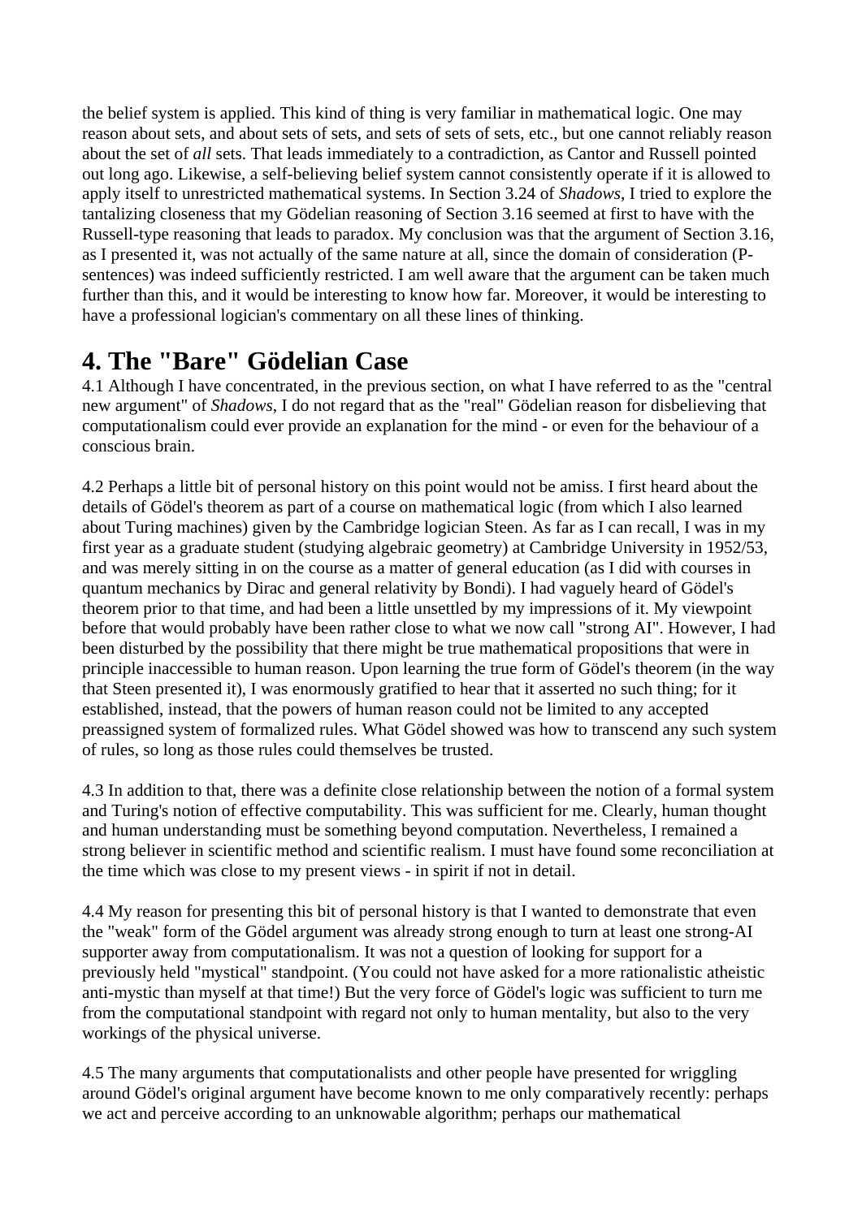the belief system is applied. This kind of thing is very familiar in mathematical logic. One may reason about sets, and about sets of sets, and sets of sets of sets, etc., but one cannot reliably reason about the set of *all* sets. That leads immediately to a contradiction, as Cantor and Russell pointed out long ago. Likewise, a self-believing belief system cannot consistently operate if it is allowed to apply itself to unrestricted mathematical systems. In Section 3.24 of *Shadows*, I tried to explore the tantalizing closeness that my Gödelian reasoning of Section 3.16 seemed at first to have with the Russell-type reasoning that leads to paradox. My conclusion was that the argument of Section 3.16, as I presented it, was not actually of the same nature at all, since the domain of consideration (P-sentences) was indeed sufficiently restricted. I am well aware that the argument can be taken much further than this, and it would be interesting to know how far. Moreover, it would be interesting to have a professional logician's commentary on all these lines of thinking.

## 4. The "Bare" Gödelian Case

4.1 Although I have concentrated, in the previous section, on what I have referred to as the "central new argument" of *Shadows*, I do not regard that as the "real" Gödelian reason for disbelieving that computationalism could ever provide an explanation for the mind - or even for the behaviour of a conscious brain.

4.2 Perhaps a little bit of personal history on this point would not be amiss. I first heard about the details of Gödel's theorem as part of a course on mathematical logic (from which I also learned about Turing machines) given by the Cambridge logician Steen. As far as I can recall, I was in my first year as a graduate student (studying algebraic geometry) at Cambridge University in 1952/53, and was merely sitting in on the course as a matter of general education (as I did with courses in quantum mechanics by Dirac and general relativity by Bondi). I had vaguely heard of Gödel's theorem prior to that time, and had been a little unsettled by my impressions of it. My viewpoint before that would probably have been rather close to what we now call "strong AI". However, I had been disturbed by the possibility that there might be true mathematical propositions that were in principle inaccessible to human reason. Upon learning the true form of Gödel's theorem (in the way that Steen presented it), I was enormously gratified to hear that it asserted no such thing; for it established, instead, that the powers of human reason could not be limited to any accepted preassigned system of formalized rules. What Gödel showed was how to transcend any such system of rules, so long as those rules could themselves be trusted.

4.3 In addition to that, there was a definite close relationship between the notion of a formal system and Turing's notion of effective computability. This was sufficient for me. Clearly, human thought and human understanding must be something beyond computation. Nevertheless, I remained a strong believer in scientific method and scientific realism. I must have found some reconciliation at the time which was close to my present views - in spirit if not in detail.

4.4 My reason for presenting this bit of personal history is that I wanted to demonstrate that even the "weak" form of the Gödel argument was already strong enough to turn at least one strong-AI supporter away from computationalism. It was not a question of looking for support for a previously held "mystical" standpoint. (You could not have asked for a more rationalistic atheistic anti-mystic than myself at that time!) But the very force of Gödel's logic was sufficient to turn me from the computational standpoint with regard not only to human mentality, but also to the very workings of the physical universe.

4.5 The many arguments that computationalists and other people have presented for wriggling around Gödel's original argument have become known to me only comparatively recently: perhaps we act and perceive according to an unknowable algorithm; perhaps our mathematical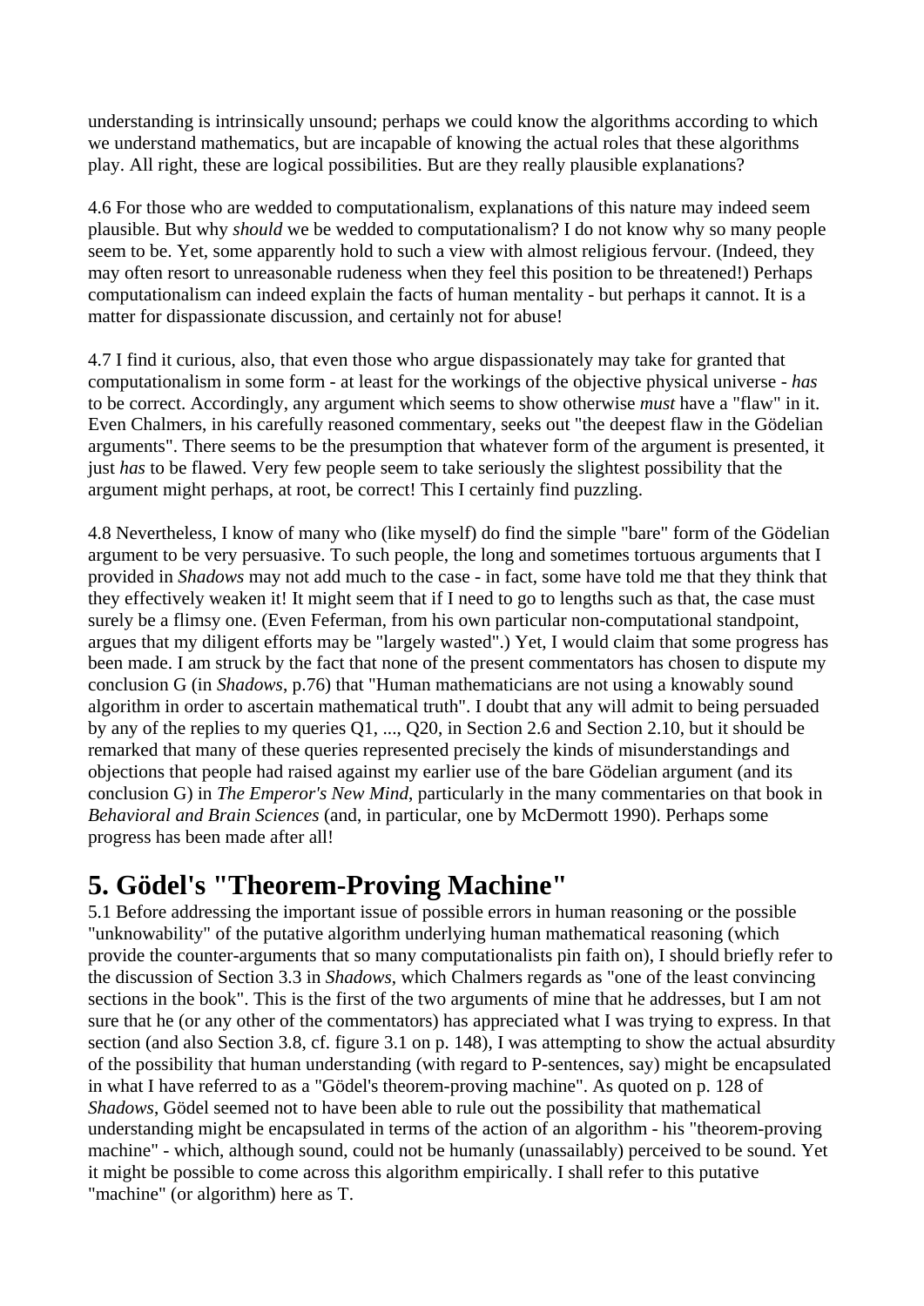understanding is intrinsically unsound; perhaps we could know the algorithms according to which we understand mathematics, but are incapable of knowing the actual roles that these algorithms play. All right, these are logical possibilities. But are they really plausible explanations?

4.6 For those who are wedded to computationalism, explanations of this nature may indeed seem plausible. But why *should* we be wedded to computationalism? I do not know why so many people seem to be. Yet, some apparently hold to such a view with almost religious fervour. (Indeed, they may often resort to unreasonable rudeness when they feel this position to be threatened!) Perhaps computationalism can indeed explain the facts of human mentality - but perhaps it cannot. It is a matter for dispassionate discussion, and certainly not for abuse!

4.7 I find it curious, also, that even those who argue dispassionately may take for granted that computationalism in some form - at least for the workings of the objective physical universe - *has* to be correct. Accordingly, any argument which seems to show otherwise *must* have a "flaw" in it. Even Chalmers, in his carefully reasoned commentary, seeks out "the deepest flaw in the Gödelian arguments". There seems to be the presumption that whatever form of the argument is presented, it just *has* to be flawed. Very few people seem to take seriously the slightest possibility that the argument might perhaps, at root, be correct! This I certainly find puzzling.

4.8 Nevertheless, I know of many who (like myself) do find the simple "bare" form of the Gödelian argument to be very persuasive. To such people, the long and sometimes tortuous arguments that I provided in *Shadows* may not add much to the case - in fact, some have told me that they think that they effectively weaken it! It might seem that if I need to go to lengths such as that, the case must surely be a flimsy one. (Even Feferman, from his own particular non-computational standpoint, argues that my diligent efforts may be "largely wasted".) Yet, I would claim that some progress has been made. I am struck by the fact that none of the present commentators has chosen to dispute my conclusion G (in *Shadows*, p.76) that "Human mathematicians are not using a knowably sound algorithm in order to ascertain mathematical truth". I doubt that any will admit to being persuaded by any of the replies to my queries Q1, ..., Q20, in Section 2.6 and Section 2.10, but it should be remarked that many of these queries represented precisely the kinds of misunderstandings and objections that people had raised against my earlier use of the bare Gödelian argument (and its conclusion G) in *The Emperor's New Mind*, particularly in the many commentaries on that book in *Behavioral and Brain Sciences* (and, in particular, one by McDermott 1990). Perhaps some progress has been made after all!

# 5. Gödel's "Theorem-Proving Machine"

5.1 Before addressing the important issue of possible errors in human reasoning or the possible "unknowability" of the putative algorithm underlying human mathematical reasoning (which provide the counter-arguments that so many computationalists pin faith on), I should briefly refer to the discussion of Section 3.3 in *Shadows*, which Chalmers regards as "one of the least convincing sections in the book". This is the first of the two arguments of mine that he addresses, but I am not sure that he (or any other of the commentators) has appreciated what I was trying to express. In that section (and also Section 3.8, cf. figure 3.1 on p. 148), I was attempting to show the actual absurdity of the possibility that human understanding (with regard to P-sentences, say) might be encapsulated in what I have referred to as a "Gödel's theorem-proving machine". As quoted on p. 128 of *Shadows*, Gödel seemed not to have been able to rule out the possibility that mathematical understanding might be encapsulated in terms of the action of an algorithm - his "theorem-proving machine" - which, although sound, could not be humanly (unassailably) perceived to be sound. Yet it might be possible to come across this algorithm empirically. I shall refer to this putative "machine" (or algorithm) here as T.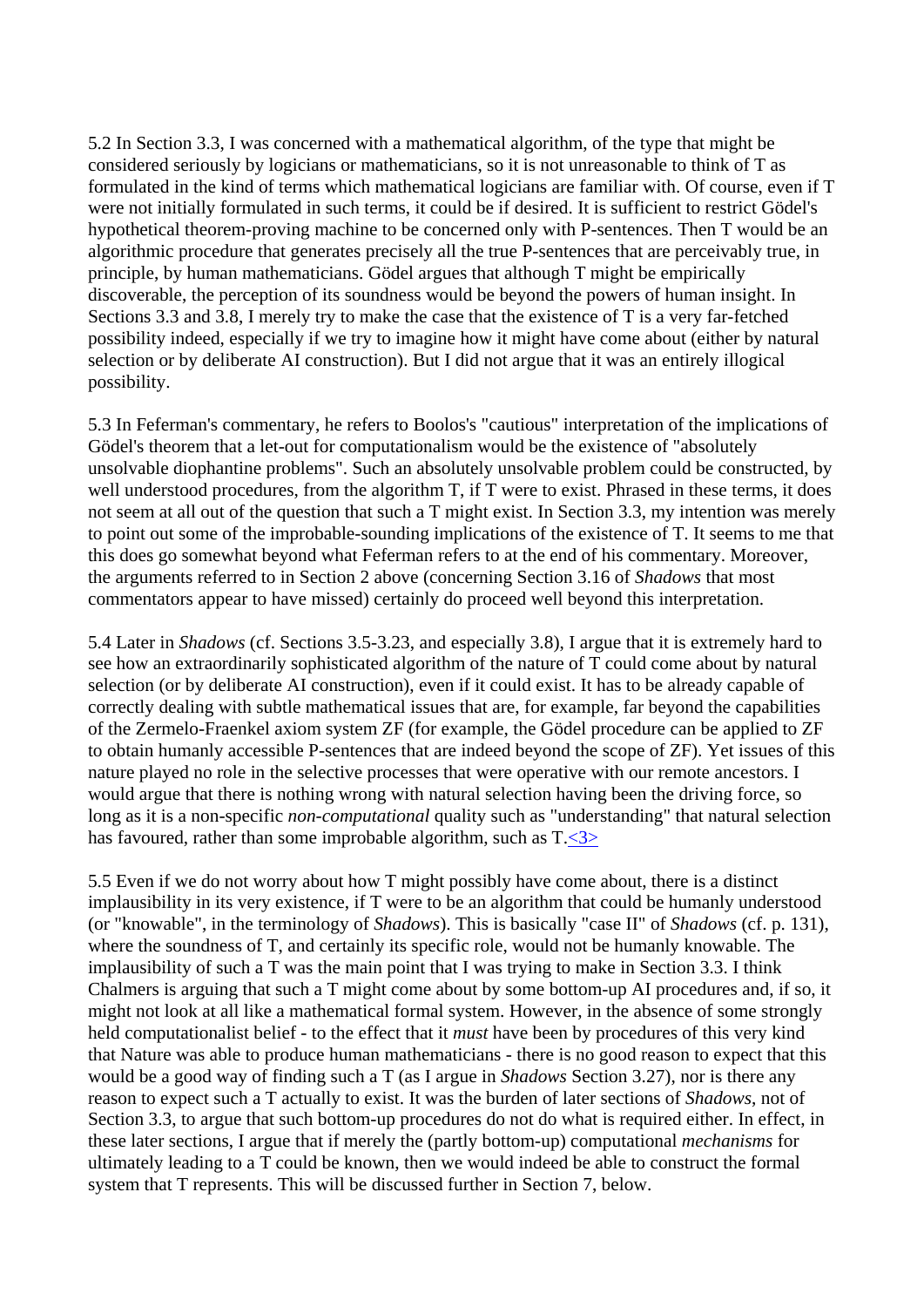5.2 In Section 3.3, I was concerned with a mathematical algorithm, of the type that might be considered seriously by logicians or mathematicians, so it is not unreasonable to think of T as formulated in the kind of terms which mathematical logicians are familiar with. Of course, even if T were not initially formulated in such terms, it could be if desired. It is sufficient to restrict Gödel's hypothetical theorem-proving machine to be concerned only with P-sentences. Then T would be an algorithmic procedure that generates precisely all the true P-sentences that are perceivably true, in principle, by human mathematicians. Gödel argues that although T might be empirically discoverable, the perception of its soundness would be beyond the powers of human insight. In Sections 3.3 and 3.8, I merely try to make the case that the existence of T is a very far-fetched possibility indeed, especially if we try to imagine how it might have come about (either by natural selection or by deliberate AI construction). But I did not argue that it was an entirely illogical possibility.

5.3 In Feferman's commentary, he refers to Boolos's "cautious" interpretation of the implications of Gödel's theorem that a let-out for computationalism would be the existence of "absolutely unsolvable diophantine problems". Such an absolutely unsolvable problem could be constructed, by well understood procedures, from the algorithm T, if T were to exist. Phrased in these terms, it does not seem at all out of the question that such a T might exist. In Section 3.3, my intention was merely to point out some of the improbable-sounding implications of the existence of T. It seems to me that this does go somewhat beyond what Feferman refers to at the end of his commentary. Moreover, the arguments referred to in Section 2 above (concerning Section 3.16 of *Shadows* that most commentators appear to have missed) certainly do proceed well beyond this interpretation.

5.4 Later in *Shadows* (cf. Sections 3.5-3.23, and especially 3.8), I argue that it is extremely hard to see how an extraordinarily sophisticated algorithm of the nature of T could come about by natural selection (or by deliberate AI construction), even if it could exist. It has to be already capable of correctly dealing with subtle mathematical issues that are, for example, far beyond the capabilities of the Zermelo-Fraenkel axiom system ZF (for example, the Gödel procedure can be applied to ZF to obtain humanly accessible P-sentences that are indeed beyond the scope of ZF). Yet issues of this nature played no role in the selective processes that were operative with our remote ancestors. I would argue that there is nothing wrong with natural selection having been the driving force, so long as it is a non-specific *non-computational* quality such as "understanding" that natural selection has favoured, rather than some improbable algorithm, such as T.<3>

5.5 Even if we do not worry about how T might possibly have come about, there is a distinct implausibility in its very existence, if T were to be an algorithm that could be humanly understood (or "knowable", in the terminology of *Shadows*). This is basically "case II" of *Shadows* (cf. p. 131), where the soundness of T, and certainly its specific role, would not be humanly knowable. The implausibility of such a T was the main point that I was trying to make in Section 3.3. I think Chalmers is arguing that such a T might come about by some bottom-up AI procedures and, if so, it might not look at all like a mathematical formal system. However, in the absence of some strongly held computationalist belief - to the effect that it *must* have been by procedures of this very kind that Nature was able to produce human mathematicians - there is no good reason to expect that this would be a good way of finding such a T (as I argue in *Shadows* Section 3.27), nor is there any reason to expect such a T actually to exist. It was the burden of later sections of *Shadows*, not of Section 3.3, to argue that such bottom-up procedures do not do what is required either. In effect, in these later sections, I argue that if merely the (partly bottom-up) computational *mechanisms* for ultimately leading to a T could be known, then we would indeed be able to construct the formal system that T represents. This will be discussed further in Section 7, below.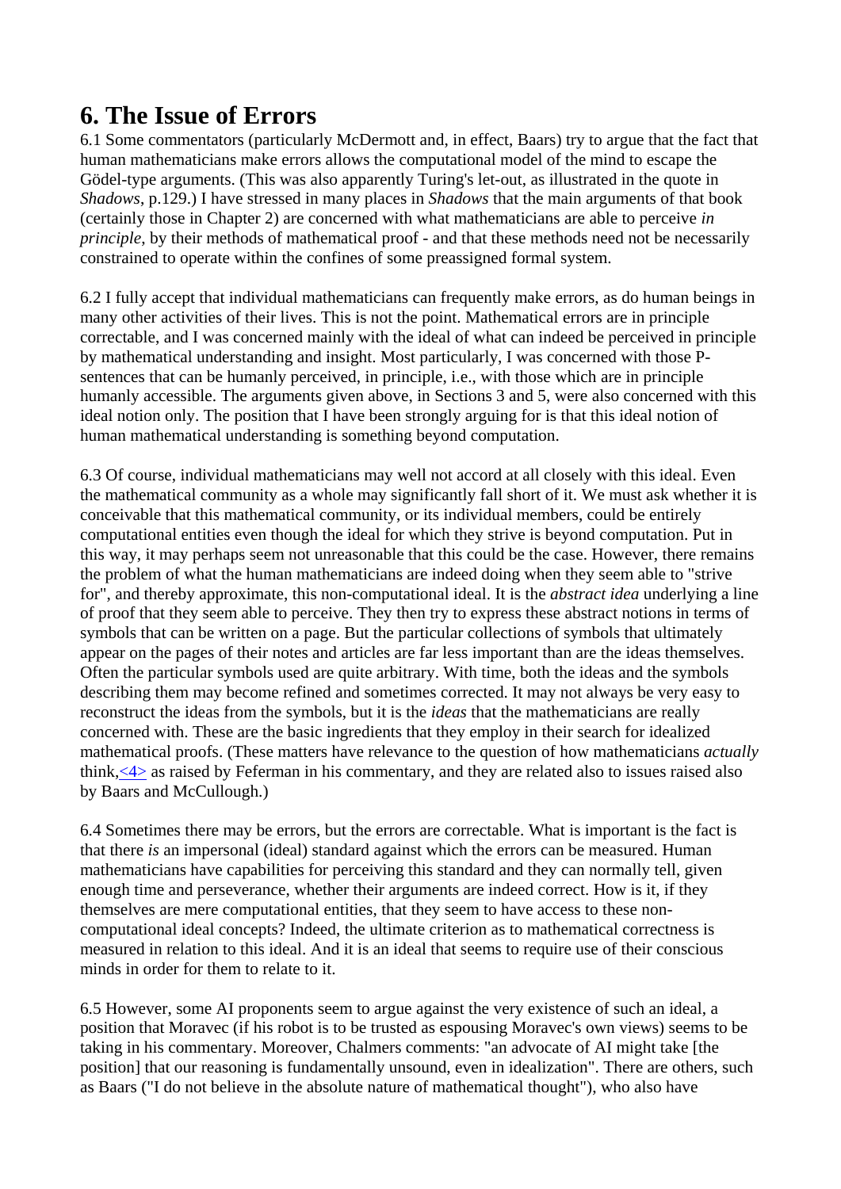# 6. The Issue of Errors

6.1 Some commentators (particularly McDermott and, in effect, Baars) try to argue that the fact that human mathematicians make errors allows the computational model of the mind to escape the Gödel-type arguments. (This was also apparently Turing's let-out, as illustrated in the quote in *Shadows*, p.129.) I have stressed in many places in *Shadows* that the main arguments of that book (certainly those in Chapter 2) are concerned with what mathematicians are able to perceive *in principle*, by their methods of mathematical proof - and that these methods need not be necessarily constrained to operate within the confines of some preassigned formal system.

6.2 I fully accept that individual mathematicians can frequently make errors, as do human beings in many other activities of their lives. This is not the point. Mathematical errors are in principle correctable, and I was concerned mainly with the ideal of what can indeed be perceived in principle by mathematical understanding and insight. Most particularly, I was concerned with those P-sentences that can be humanly perceived, in principle, i.e., with those which are in principle humanly accessible. The arguments given above, in Sections 3 and 5, were also concerned with this ideal notion only. The position that I have been strongly arguing for is that this ideal notion of human mathematical understanding is something beyond computation.

6.3 Of course, individual mathematicians may well not accord at all closely with this ideal. Even the mathematical community as a whole may significantly fall short of it. We must ask whether it is conceivable that this mathematical community, or its individual members, could be entirely computational entities even though the ideal for which they strive is beyond computation. Put in this way, it may perhaps seem not unreasonable that this could be the case. However, there remains the problem of what the human mathematicians are indeed doing when they seem able to "strive for", and thereby approximate, this non-computational ideal. It is the *abstract idea* underlying a line of proof that they seem able to perceive. They then try to express these abstract notions in terms of symbols that can be written on a page. But the particular collections of symbols that ultimately appear on the pages of their notes and articles are far less important than are the ideas themselves. Often the particular symbols used are quite arbitrary. With time, both the ideas and the symbols describing them may become refined and sometimes corrected. It may not always be very easy to reconstruct the ideas from the symbols, but it is the *ideas* that the mathematicians are really concerned with. These are the basic ingredients that they employ in their search for idealized mathematical proofs. (These matters have relevance to the question of how mathematicians *actually* think,<4> as raised by Feferman in his commentary, and they are related also to issues raised also by Baars and McCullough.)

6.4 Sometimes there may be errors, but the errors are correctable. What is important is the fact is that there *is* an impersonal (ideal) standard against which the errors can be measured. Human mathematicians have capabilities for perceiving this standard and they can normally tell, given enough time and perseverance, whether their arguments are indeed correct. How is it, if they themselves are mere computational entities, that they seem to have access to these non-computational ideal concepts? Indeed, the ultimate criterion as to mathematical correctness is measured in relation to this ideal. And it is an ideal that seems to require use of their conscious minds in order for them to relate to it.

6.5 However, some AI proponents seem to argue against the very existence of such an ideal, a position that Moravec (if his robot is to be trusted as espousing Moravec's own views) seems to be taking in his commentary. Moreover, Chalmers comments: "an advocate of AI might take [the position] that our reasoning is fundamentally unsound, even in idealization". There are others, such as Baars ("I do not believe in the absolute nature of mathematical thought"), who also have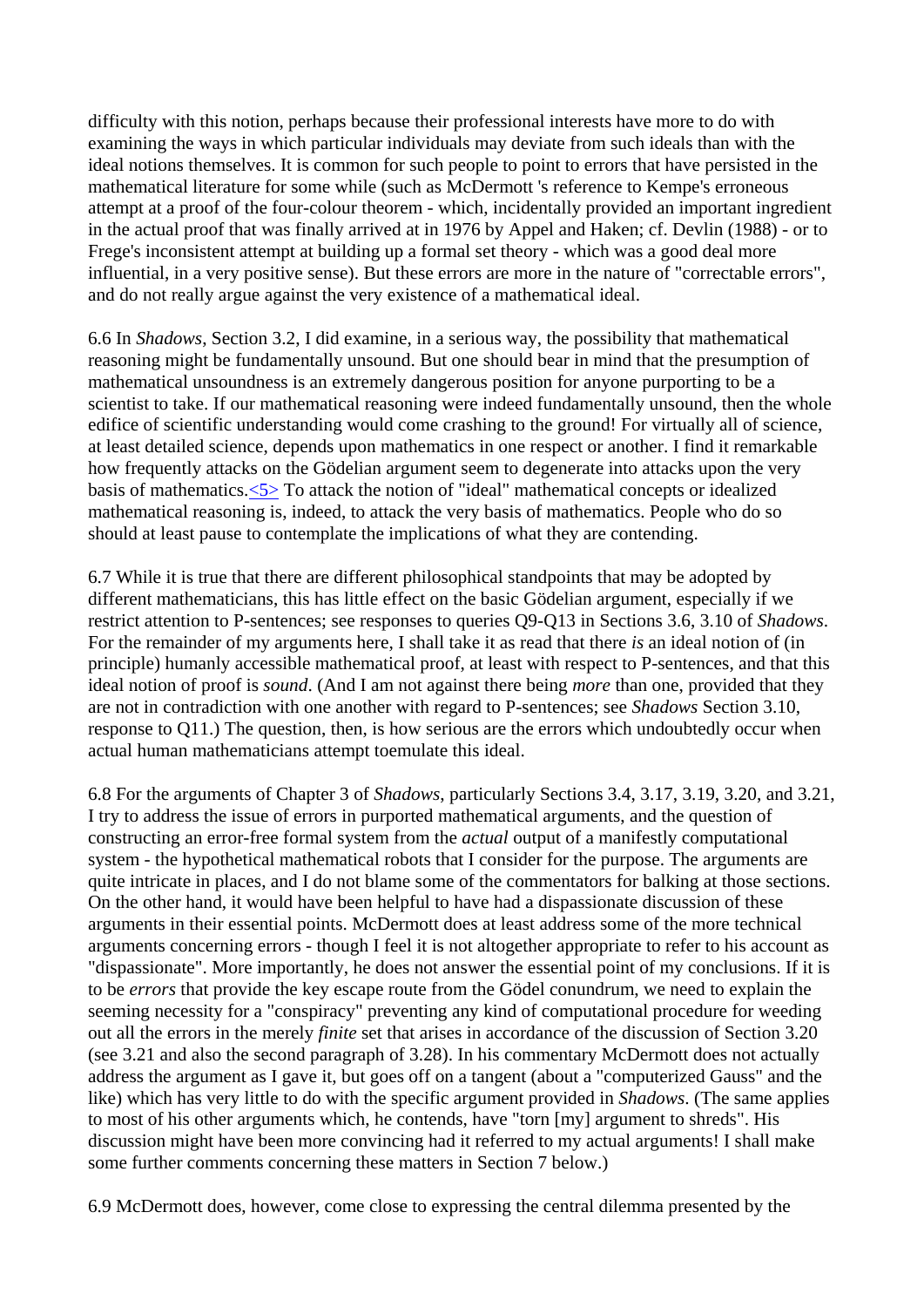difficulty with this notion, perhaps because their professional interests have more to do with examining the ways in which particular individuals may deviate from such ideals than with the ideal notions themselves. It is common for such people to point to errors that have persisted in the mathematical literature for some while (such as McDermott 's reference to Kempe's erroneous attempt at a proof of the four-colour theorem - which, incidentally provided an important ingredient in the actual proof that was finally arrived at in 1976 by Appel and Haken; cf. Devlin (1988) - or to Frege's inconsistent attempt at building up a formal set theory - which was a good deal more influential, in a very positive sense). But these errors are more in the nature of "correctable errors", and do not really argue against the very existence of a mathematical ideal.

6.6 In *Shadows*, Section 3.2, I did examine, in a serious way, the possibility that mathematical reasoning might be fundamentally unsound. But one should bear in mind that the presumption of mathematical unsoundness is an extremely dangerous position for anyone purporting to be a scientist to take. If our mathematical reasoning were indeed fundamentally unsound, then the whole edifice of scientific understanding would come crashing to the ground! For virtually all of science, at least detailed science, depends upon mathematics in one respect or another. I find it remarkable how frequently attacks on the Gödelian argument seem to degenerate into attacks upon the very basis of mathematics.<5> To attack the notion of "ideal" mathematical concepts or idealized mathematical reasoning is, indeed, to attack the very basis of mathematics. People who do so should at least pause to contemplate the implications of what they are contending.

6.7 While it is true that there are different philosophical standpoints that may be adopted by different mathematicians, this has little effect on the basic Gödelian argument, especially if we restrict attention to P-sentences; see responses to queries Q9-Q13 in Sections 3.6, 3.10 of *Shadows*. For the remainder of my arguments here, I shall take it as read that there *is* an ideal notion of (in principle) humanly accessible mathematical proof, at least with respect to P-sentences, and that this ideal notion of proof is *sound*. (And I am not against there being *more* than one, provided that they are not in contradiction with one another with regard to P-sentences; see *Shadows* Section 3.10, response to Q11.) The question, then, is how serious are the errors which undoubtedly occur when actual human mathematicians attempt toemulate this ideal.

6.8 For the arguments of Chapter 3 of *Shadows*, particularly Sections 3.4, 3.17, 3.19, 3.20, and 3.21, I try to address the issue of errors in purported mathematical arguments, and the question of constructing an error-free formal system from the *actual* output of a manifestly computational system - the hypothetical mathematical robots that I consider for the purpose. The arguments are quite intricate in places, and I do not blame some of the commentators for balking at those sections. On the other hand, it would have been helpful to have had a dispassionate discussion of these arguments in their essential points. McDermott does at least address some of the more technical arguments concerning errors - though I feel it is not altogether appropriate to refer to his account as "dispassionate". More importantly, he does not answer the essential point of my conclusions. If it is to be *errors* that provide the key escape route from the Gödel conundrum, we need to explain the seeming necessity for a "conspiracy" preventing any kind of computational procedure for weeding out all the errors in the merely *finite* set that arises in accordance of the discussion of Section 3.20 (see 3.21 and also the second paragraph of 3.28). In his commentary McDermott does not actually address the argument as I gave it, but goes off on a tangent (about a "computerized Gauss" and the like) which has very little to do with the specific argument provided in *Shadows*. (The same applies to most of his other arguments which, he contends, have "torn [my] argument to shreds". His discussion might have been more convincing had it referred to my actual arguments! I shall make some further comments concerning these matters in Section 7 below.)

6.9 McDermott does, however, come close to expressing the central dilemma presented by the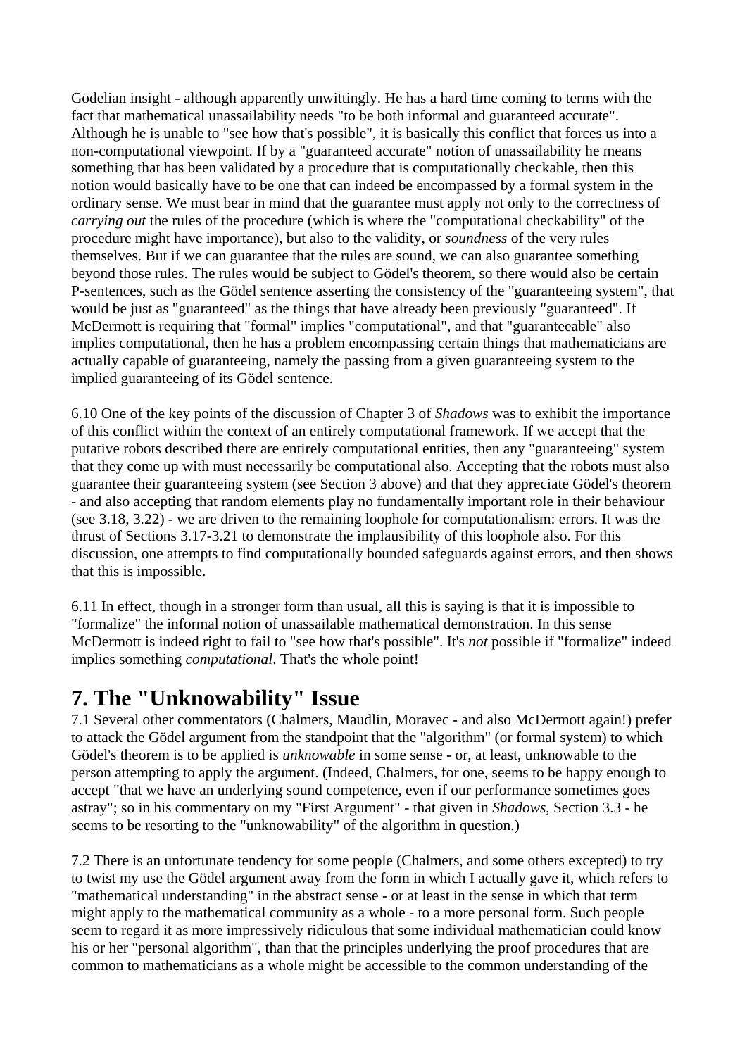Gödelian insight - although apparently unwittingly. He has a hard time coming to terms with the fact that mathematical unassailability needs "to be both informal and guaranteed accurate". Although he is unable to "see how that's possible", it is basically this conflict that forces us into a non-computational viewpoint. If by a "guaranteed accurate" notion of unassailability he means something that has been validated by a procedure that is computationally checkable, then this notion would basically have to be one that can indeed be encompassed by a formal system in the ordinary sense. We must bear in mind that the guarantee must apply not only to the correctness of *carrying out* the rules of the procedure (which is where the "computational checkability" of the procedure might have importance), but also to the validity, or *soundness* of the very rules themselves. But if we can guarantee that the rules are sound, we can also guarantee something beyond those rules. The rules would be subject to Gödel's theorem, so there would also be certain P-sentences, such as the Gödel sentence asserting the consistency of the "guaranteeing system", that would be just as "guaranteed" as the things that have already been previously "guaranteed". If McDermott is requiring that "formal" implies "computational", and that "guaranteeable" also implies computational, then he has a problem encompassing certain things that mathematicians are actually capable of guaranteeing, namely the passing from a given guaranteeing system to the implied guaranteeing of its Gödel sentence.

6.10 One of the key points of the discussion of Chapter 3 of *Shadows* was to exhibit the importance of this conflict within the context of an entirely computational framework. If we accept that the putative robots described there are entirely computational entities, then any "guaranteeing" system that they come up with must necessarily be computational also. Accepting that the robots must also guarantee their guaranteeing system (see Section 3 above) and that they appreciate Gödel's theorem - and also accepting that random elements play no fundamentally important role in their behaviour (see 3.18, 3.22) - we are driven to the remaining loophole for computationalism: errors. It was the thrust of Sections 3.17-3.21 to demonstrate the implausibility of this loophole also. For this discussion, one attempts to find computationally bounded safeguards against errors, and then shows that this is impossible.

6.11 In effect, though in a stronger form than usual, all this is saying is that it is impossible to "formalize" the informal notion of unassailable mathematical demonstration. In this sense McDermott is indeed right to fail to "see how that's possible". It's *not* possible if "formalize" indeed implies something *computational*. That's the whole point!

## 7. The "Unknowability" Issue

7.1 Several other commentators (Chalmers, Maudlin, Moravec - and also McDermott again!) prefer to attack the Gödel argument from the standpoint that the "algorithm" (or formal system) to which Gödel's theorem is to be applied is *unknowable* in some sense - or, at least, unknowable to the person attempting to apply the argument. (Indeed, Chalmers, for one, seems to be happy enough to accept "that we have an underlying sound competence, even if our performance sometimes goes astray"; so in his commentary on my "First Argument" - that given in *Shadows*, Section 3.3 - he seems to be resorting to the "unknowability" of the algorithm in question.)

7.2 There is an unfortunate tendency for some people (Chalmers, and some others excepted) to try to twist my use the Gödel argument away from the form in which I actually gave it, which refers to "mathematical understanding" in the abstract sense - or at least in the sense in which that term might apply to the mathematical community as a whole - to a more personal form. Such people seem to regard it as more impressively ridiculous that some individual mathematician could know his or her "personal algorithm", than that the principles underlying the proof procedures that are common to mathematicians as a whole might be accessible to the common understanding of the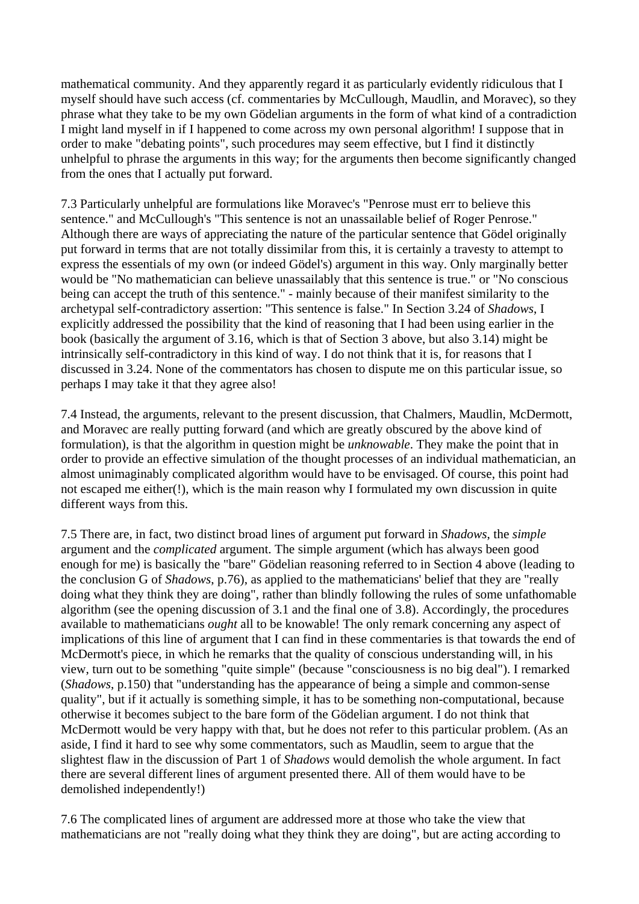mathematical community. And they apparently regard it as particularly evidently ridiculous that I myself should have such access (cf. commentaries by McCullough, Maudlin, and Moravec), so they phrase what they take to be my own Gödelian arguments in the form of what kind of a contradiction I might land myself in if I happened to come across my own personal algorithm! I suppose that in order to make "debating points", such procedures may seem effective, but I find it distinctly unhelpful to phrase the arguments in this way; for the arguments then become significantly changed from the ones that I actually put forward.

7.3 Particularly unhelpful are formulations like Moravec's "Penrose must err to believe this sentence." and McCullough's "This sentence is not an unassailable belief of Roger Penrose." Although there are ways of appreciating the nature of the particular sentence that Gödel originally put forward in terms that are not totally dissimilar from this, it is certainly a travesty to attempt to express the essentials of my own (or indeed Gödel's) argument in this way. Only marginally better would be "No mathematician can believe unassailably that this sentence is true." or "No conscious being can accept the truth of this sentence." - mainly because of their manifest similarity to the archetypal self-contradictory assertion: "This sentence is false." In Section 3.24 of *Shadows*, I explicitly addressed the possibility that the kind of reasoning that I had been using earlier in the book (basically the argument of 3.16, which is that of Section 3 above, but also 3.14) might be intrinsically self-contradictory in this kind of way. I do not think that it is, for reasons that I discussed in 3.24. None of the commentators has chosen to dispute me on this particular issue, so perhaps I may take it that they agree also!

7.4 Instead, the arguments, relevant to the present discussion, that Chalmers, Maudlin, McDermott, and Moravec are really putting forward (and which are greatly obscured by the above kind of formulation), is that the algorithm in question might be *unknowable*. They make the point that in order to provide an effective simulation of the thought processes of an individual mathematician, an almost unimaginably complicated algorithm would have to be envisaged. Of course, this point had not escaped me either(!), which is the main reason why I formulated my own discussion in quite different ways from this.

7.5 There are, in fact, two distinct broad lines of argument put forward in *Shadows*, the *simple* argument and the *complicated* argument. The simple argument (which has always been good enough for me) is basically the "bare" Gödelian reasoning referred to in Section 4 above (leading to the conclusion G of *Shadows*, p.76), as applied to the mathematicians' belief that they are "really doing what they think they are doing", rather than blindly following the rules of some unfathomable algorithm (see the opening discussion of 3.1 and the final one of 3.8). Accordingly, the procedures available to mathematicians *ought* all to be knowable! The only remark concerning any aspect of implications of this line of argument that I can find in these commentaries is that towards the end of McDermott's piece, in which he remarks that the quality of conscious understanding will, in his view, turn out to be something "quite simple" (because "consciousness is no big deal"). I remarked (*Shadows*, p.150) that "understanding has the appearance of being a simple and common-sense quality", but if it actually is something simple, it has to be something non-computational, because otherwise it becomes subject to the bare form of the Gödelian argument. I do not think that McDermott would be very happy with that, but he does not refer to this particular problem. (As an aside, I find it hard to see why some commentators, such as Maudlin, seem to argue that the slightest flaw in the discussion of Part 1 of *Shadows* would demolish the whole argument. In fact there are several different lines of argument presented there. All of them would have to be demolished independently!)

7.6 The complicated lines of argument are addressed more at those who take the view that mathematicians are not "really doing what they think they are doing", but are acting according to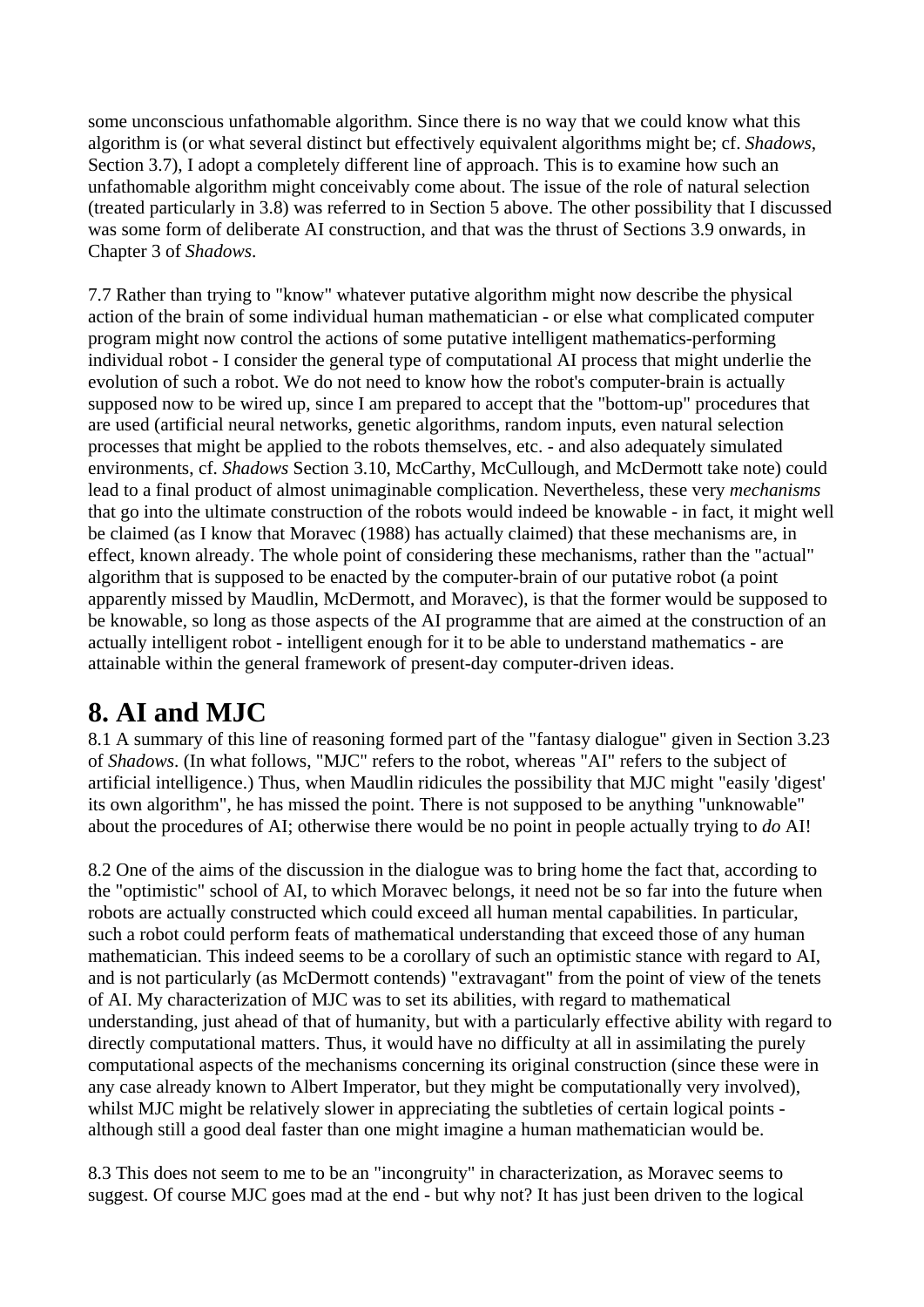some unconscious unfathomable algorithm. Since there is no way that we could know what this algorithm is (or what several distinct but effectively equivalent algorithms might be; cf. *Shadows*, Section 3.7), I adopt a completely different line of approach. This is to examine how such an unfathomable algorithm might conceivably come about. The issue of the role of natural selection (treated particularly in 3.8) was referred to in Section 5 above. The other possibility that I discussed was some form of deliberate AI construction, and that was the thrust of Sections 3.9 onwards, in Chapter 3 of *Shadows*.

7.7 Rather than trying to "know" whatever putative algorithm might now describe the physical action of the brain of some individual human mathematician - or else what complicated computer program might now control the actions of some putative intelligent mathematics-performing individual robot - I consider the general type of computational AI process that might underlie the evolution of such a robot. We do not need to know how the robot's computer-brain is actually supposed now to be wired up, since I am prepared to accept that the "bottom-up" procedures that are used (artificial neural networks, genetic algorithms, random inputs, even natural selection processes that might be applied to the robots themselves, etc. - and also adequately simulated environments, cf. *Shadows* Section 3.10, McCarthy, McCullough, and McDermott take note) could lead to a final product of almost unimaginable complication. Nevertheless, these very *mechanisms* that go into the ultimate construction of the robots would indeed be knowable - in fact, it might well be claimed (as I know that Moravec (1988) has actually claimed) that these mechanisms are, in effect, known already. The whole point of considering these mechanisms, rather than the "actual" algorithm that is supposed to be enacted by the computer-brain of our putative robot (a point apparently missed by Maudlin, McDermott, and Moravec), is that the former would be supposed to be knowable, so long as those aspects of the AI programme that are aimed at the construction of an actually intelligent robot - intelligent enough for it to be able to understand mathematics - are attainable within the general framework of present-day computer-driven ideas.

# 8. AI and MJC

8.1 A summary of this line of reasoning formed part of the "fantasy dialogue" given in Section 3.23 of *Shadows*. (In what follows, "MJC" refers to the robot, whereas "AI" refers to the subject of artificial intelligence.) Thus, when Maudlin ridicules the possibility that MJC might "easily 'digest' its own algorithm", he has missed the point. There is not supposed to be anything "unknowable" about the procedures of AI; otherwise there would be no point in people actually trying to *do* AI!

8.2 One of the aims of the discussion in the dialogue was to bring home the fact that, according to the "optimistic" school of AI, to which Moravec belongs, it need not be so far into the future when robots are actually constructed which could exceed all human mental capabilities. In particular, such a robot could perform feats of mathematical understanding that exceed those of any human mathematician. This indeed seems to be a corollary of such an optimistic stance with regard to AI, and is not particularly (as McDermott contends) "extravagant" from the point of view of the tenets of AI. My characterization of MJC was to set its abilities, with regard to mathematical understanding, just ahead of that of humanity, but with a particularly effective ability with regard to directly computational matters. Thus, it would have no difficulty at all in assimilating the purely computational aspects of the mechanisms concerning its original construction (since these were in any case already known to Albert Imperator, but they might be computationally very involved), whilst MJC might be relatively slower in appreciating the subtleties of certain logical points - although still a good deal faster than one might imagine a human mathematician would be.

8.3 This does not seem to me to be an "incongruity" in characterization, as Moravec seems to suggest. Of course MJC goes mad at the end - but why not? It has just been driven to the logical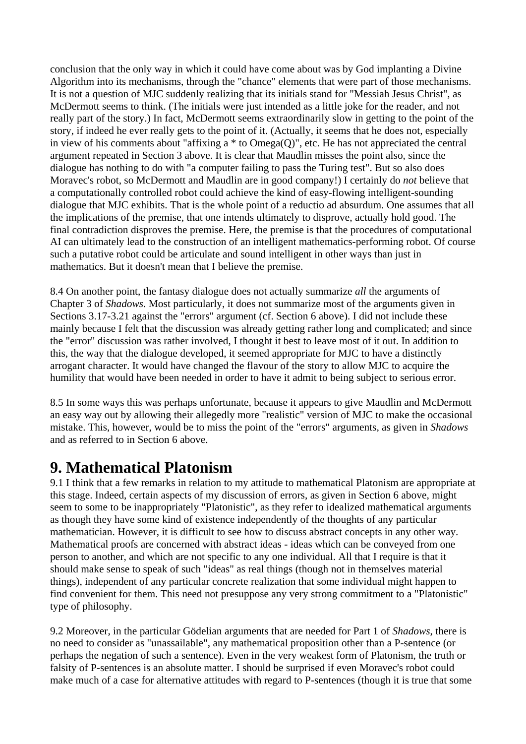conclusion that the only way in which it could have come about was by God implanting a Divine Algorithm into its mechanisms, through the "chance" elements that were part of those mechanisms. It is not a question of MJC suddenly realizing that its initials stand for "Messiah Jesus Christ", as McDermott seems to think. (The initials were just intended as a little joke for the reader, and not really part of the story.) In fact, McDermott seems extraordinarily slow in getting to the point of the story, if indeed he ever really gets to the point of it. (Actually, it seems that he does not, especially in view of his comments about "affixing a * to Omega(Q)", etc. He has not appreciated the central argument repeated in Section 3 above. It is clear that Maudlin misses the point also, since the dialogue has nothing to do with "a computer failing to pass the Turing test". But so also does Moravec's robot, so McDermott and Maudlin are in good company!) I certainly do *not* believe that a computationally controlled robot could achieve the kind of easy-flowing intelligent-sounding dialogue that MJC exhibits. That is the whole point of a reductio ad absurdum. One assumes that all the implications of the premise, that one intends ultimately to disprove, actually hold good. The final contradiction disproves the premise. Here, the premise is that the procedures of computational AI can ultimately lead to the construction of an intelligent mathematics-performing robot. Of course such a putative robot could be articulate and sound intelligent in other ways than just in mathematics. But it doesn't mean that I believe the premise.

8.4 On another point, the fantasy dialogue does not actually summarize *all* the arguments of Chapter 3 of *Shadows*. Most particularly, it does not summarize most of the arguments given in Sections 3.17-3.21 against the "errors" argument (cf. Section 6 above). I did not include these mainly because I felt that the discussion was already getting rather long and complicated; and since the "error" discussion was rather involved, I thought it best to leave most of it out. In addition to this, the way that the dialogue developed, it seemed appropriate for MJC to have a distinctly arrogant character. It would have changed the flavour of the story to allow MJC to acquire the humility that would have been needed in order to have it admit to being subject to serious error.

8.5 In some ways this was perhaps unfortunate, because it appears to give Maudlin and McDermott an easy way out by allowing their allegedly more "realistic" version of MJC to make the occasional mistake. This, however, would be to miss the point of the "errors" arguments, as given in *Shadows* and as referred to in Section 6 above.

# 9. Mathematical Platonism

9.1 I think that a few remarks in relation to my attitude to mathematical Platonism are appropriate at this stage. Indeed, certain aspects of my discussion of errors, as given in Section 6 above, might seem to some to be inappropriately "Platonistic", as they refer to idealized mathematical arguments as though they have some kind of existence independently of the thoughts of any particular mathematician. However, it is difficult to see how to discuss abstract concepts in any other way. Mathematical proofs are concerned with abstract ideas - ideas which can be conveyed from one person to another, and which are not specific to any one individual. All that I require is that it should make sense to speak of such "ideas" as real things (though not in themselves material things), independent of any particular concrete realization that some individual might happen to find convenient for them. This need not presuppose any very strong commitment to a "Platonistic" type of philosophy.

9.2 Moreover, in the particular Gödelian arguments that are needed for Part 1 of *Shadows*, there is no need to consider as "unassailable", any mathematical proposition other than a P-sentence (or perhaps the negation of such a sentence). Even in the very weakest form of Platonism, the truth or falsity of P-sentences is an absolute matter. I should be surprised if even Moravec's robot could make much of a case for alternative attitudes with regard to P-sentences (though it is true that some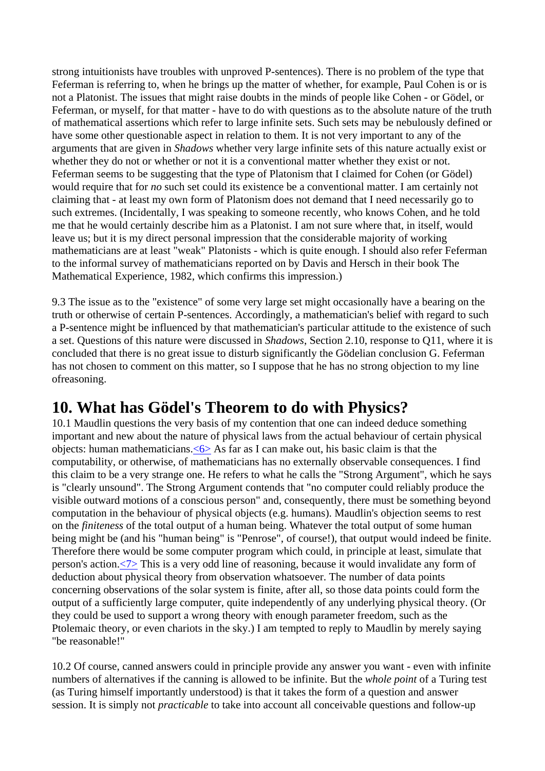strong intuitionists have troubles with unproved P-sentences). There is no problem of the type that Feferman is referring to, when he brings up the matter of whether, for example, Paul Cohen is or is not a Platonist. The issues that might raise doubts in the minds of people like Cohen - or Gödel, or Feferman, or myself, for that matter - have to do with questions as to the absolute nature of the truth of mathematical assertions which refer to large infinite sets. Such sets may be nebulously defined or have some other questionable aspect in relation to them. It is not very important to any of the arguments that are given in *Shadows* whether very large infinite sets of this nature actually exist or whether they do not or whether or not it is a conventional matter whether they exist or not. Feferman seems to be suggesting that the type of Platonism that I claimed for Cohen (or Gödel) would require that for *no* such set could its existence be a conventional matter. I am certainly not claiming that - at least my own form of Platonism does not demand that I need necessarily go to such extremes. (Incidentally, I was speaking to someone recently, who knows Cohen, and he told me that he would certainly describe him as a Platonist. I am not sure where that, in itself, would leave us; but it is my direct personal impression that the considerable majority of working mathematicians are at least "weak" Platonists - which is quite enough. I should also refer Feferman to the informal survey of mathematicians reported on by Davis and Hersch in their book The Mathematical Experience, 1982, which confirms this impression.)

9.3 The issue as to the "existence" of some very large set might occasionally have a bearing on the truth or otherwise of certain P-sentences. Accordingly, a mathematician's belief with regard to such a P-sentence might be influenced by that mathematician's particular attitude to the existence of such a set. Questions of this nature were discussed in *Shadows*, Section 2.10, response to Q11, where it is concluded that there is no great issue to disturb significantly the Gödelian conclusion G. Feferman has not chosen to comment on this matter, so I suppose that he has no strong objection to my line ofreasoning.

## 10. What has Gödel's Theorem to do with Physics?

10.1 Maudlin questions the very basis of my contention that one can indeed deduce something important and new about the nature of physical laws from the actual behaviour of certain physical objects: human mathematicians.<6> As far as I can make out, his basic claim is that the computability, or otherwise, of mathematicians has no externally observable consequences. I find this claim to be a very strange one. He refers to what he calls the "Strong Argument", which he says is "clearly unsound". The Strong Argument contends that "no computer could reliably produce the visible outward motions of a conscious person" and, consequently, there must be something beyond computation in the behaviour of physical objects (e.g. humans). Maudlin's objection seems to rest on the *finiteness* of the total output of a human being. Whatever the total output of some human being might be (and his "human being" is "Penrose", of course!), that output would indeed be finite. Therefore there would be some computer program which could, in principle at least, simulate that person's action.<7> This is a very odd line of reasoning, because it would invalidate any form of deduction about physical theory from observation whatsoever. The number of data points concerning observations of the solar system is finite, after all, so those data points could form the output of a sufficiently large computer, quite independently of any underlying physical theory. (Or they could be used to support a wrong theory with enough parameter freedom, such as the Ptolemaic theory, or even chariots in the sky.) I am tempted to reply to Maudlin by merely saying "be reasonable!"

10.2 Of course, canned answers could in principle provide any answer you want - even with infinite numbers of alternatives if the canning is allowed to be infinite. But the *whole point* of a Turing test (as Turing himself importantly understood) is that it takes the form of a question and answer session. It is simply not *practicable* to take into account all conceivable questions and follow-up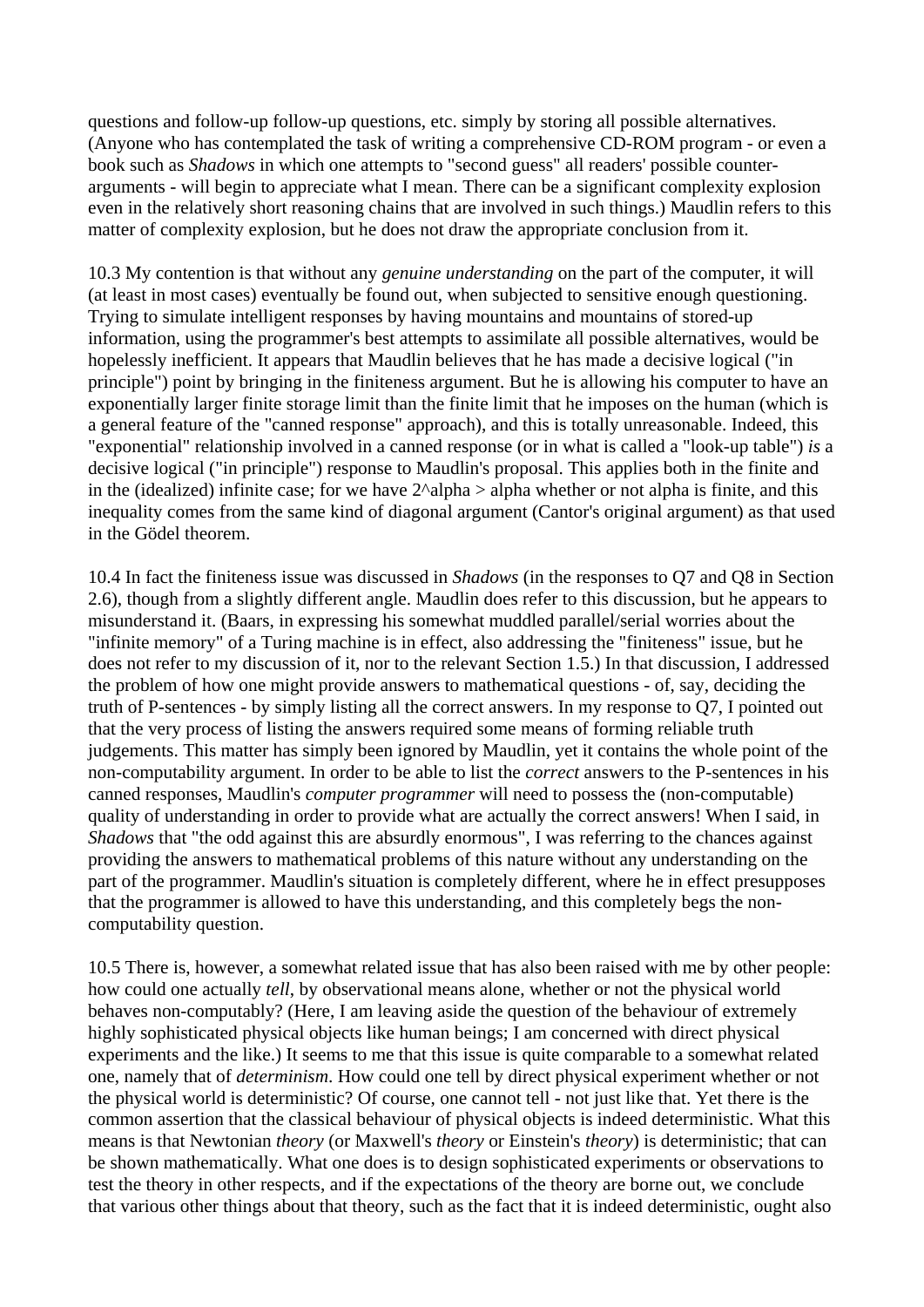questions and follow-up follow-up questions, etc. simply by storing all possible alternatives. (Anyone who has contemplated the task of writing a comprehensive CD-ROM program - or even a book such as *Shadows* in which one attempts to "second guess" all readers' possible counter-arguments - will begin to appreciate what I mean. There can be a significant complexity explosion even in the relatively short reasoning chains that are involved in such things.) Maudlin refers to this matter of complexity explosion, but he does not draw the appropriate conclusion from it.

10.3 My contention is that without any *genuine understanding* on the part of the computer, it will (at least in most cases) eventually be found out, when subjected to sensitive enough questioning. Trying to simulate intelligent responses by having mountains and mountains of stored-up information, using the programmer's best attempts to assimilate all possible alternatives, would be hopelessly inefficient. It appears that Maudlin believes that he has made a decisive logical ("in principle") point by bringing in the finiteness argument. But he is allowing his computer to have an exponentially larger finite storage limit than the finite limit that he imposes on the human (which is a general feature of the "canned response" approach), and this is totally unreasonable. Indeed, this "exponential" relationship involved in a canned response (or in what is called a "look-up table") *is* a decisive logical ("in principle") response to Maudlin's proposal. This applies both in the finite and in the (idealized) infinite case; for we have $2^\alpha > \alpha$ whether or not alpha is finite, and this inequality comes from the same kind of diagonal argument (Cantor's original argument) as that used in the Gödel theorem.

10.4 In fact the finiteness issue was discussed in *Shadows* (in the responses to Q7 and Q8 in Section 2.6), though from a slightly different angle. Maudlin does refer to this discussion, but he appears to misunderstand it. (Baars, in expressing his somewhat muddled parallel/serial worries about the "infinite memory" of a Turing machine is in effect, also addressing the "finiteness" issue, but he does not refer to my discussion of it, nor to the relevant Section 1.5.) In that discussion, I addressed the problem of how one might provide answers to mathematical questions - of, say, deciding the truth of P-sentences - by simply listing all the correct answers. In my response to Q7, I pointed out that the very process of listing the answers required some means of forming reliable truth judgements. This matter has simply been ignored by Maudlin, yet it contains the whole point of the non-computability argument. In order to be able to list the *correct* answers to the P-sentences in his canned responses, Maudlin's *computer programmer* will need to possess the (non-computable) quality of understanding in order to provide what are actually the correct answers! When I said, in *Shadows* that "the odd against this are absurdly enormous", I was referring to the chances against providing the answers to mathematical problems of this nature without any understanding on the part of the programmer. Maudlin's situation is completely different, where he in effect presupposes that the programmer is allowed to have this understanding, and this completely begs the non-computability question.

10.5 There is, however, a somewhat related issue that has also been raised with me by other people: how could one actually *tell*, by observational means alone, whether or not the physical world behaves non-computably? (Here, I am leaving aside the question of the behaviour of extremely highly sophisticated physical objects like human beings; I am concerned with direct physical experiments and the like.) It seems to me that this issue is quite comparable to a somewhat related one, namely that of *determinism*. How could one tell by direct physical experiment whether or not the physical world is deterministic? Of course, one cannot tell - not just like that. Yet there is the common assertion that the classical behaviour of physical objects is indeed deterministic. What this means is that Newtonian *theory* (or Maxwell's *theory* or Einstein's *theory*) is deterministic; that can be shown mathematically. What one does is to design sophisticated experiments or observations to test the theory in other respects, and if the expectations of the theory are borne out, we conclude that various other things about that theory, such as the fact that it is indeed deterministic, ought also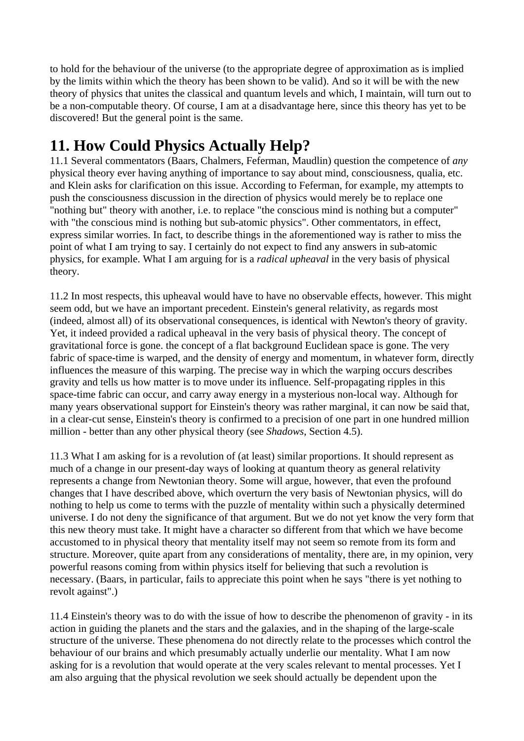to hold for the behaviour of the universe (to the appropriate degree of approximation as is implied by the limits within which the theory has been shown to be valid). And so it will be with the new theory of physics that unites the classical and quantum levels and which, I maintain, will turn out to be a non-computable theory. Of course, I am at a disadvantage here, since this theory has yet to be discovered! But the general point is the same.

## 11. How Could Physics Actually Help?

11.1 Several commentators (Baars, Chalmers, Feferman, Maudlin) question the competence of *any* physical theory ever having anything of importance to say about mind, consciousness, qualia, etc. and Klein asks for clarification on this issue. According to Feferman, for example, my attempts to push the consciousness discussion in the direction of physics would merely be to replace one "nothing but" theory with another, i.e. to replace "the conscious mind is nothing but a computer" with "the conscious mind is nothing but sub-atomic physics". Other commentators, in effect, express similar worries. In fact, to describe things in the aforementioned way is rather to miss the point of what I am trying to say. I certainly do not expect to find any answers in sub-atomic physics, for example. What I am arguing for is a *radical upheaval* in the very basis of physical theory.

11.2 In most respects, this upheaval would have to have no observable effects, however. This might seem odd, but we have an important precedent. Einstein's general relativity, as regards most (indeed, almost all) of its observational consequences, is identical with Newton's theory of gravity. Yet, it indeed provided a radical upheaval in the very basis of physical theory. The concept of gravitational force is gone. the concept of a flat background Euclidean space is gone. The very fabric of space-time is warped, and the density of energy and momentum, in whatever form, directly influences the measure of this warping. The precise way in which the warping occurs describes gravity and tells us how matter is to move under its influence. Self-propagating ripples in this space-time fabric can occur, and carry away energy in a mysterious non-local way. Although for many years observational support for Einstein's theory was rather marginal, it can now be said that, in a clear-cut sense, Einstein's theory is confirmed to a precision of one part in one hundred million million - better than any other physical theory (see *Shadows*, Section 4.5).

11.3 What I am asking for is a revolution of (at least) similar proportions. It should represent as much of a change in our present-day ways of looking at quantum theory as general relativity represents a change from Newtonian theory. Some will argue, however, that even the profound changes that I have described above, which overturn the very basis of Newtonian physics, will do nothing to help us come to terms with the puzzle of mentality within such a physically determined universe. I do not deny the significance of that argument. But we do not yet know the very form that this new theory must take. It might have a character so different from that which we have become accustomed to in physical theory that mentality itself may not seem so remote from its form and structure. Moreover, quite apart from any considerations of mentality, there are, in my opinion, very powerful reasons coming from within physics itself for believing that such a revolution is necessary. (Baars, in particular, fails to appreciate this point when he says "there is yet nothing to revolt against".)

11.4 Einstein's theory was to do with the issue of how to describe the phenomenon of gravity - in its action in guiding the planets and the stars and the galaxies, and in the shaping of the large-scale structure of the universe. These phenomena do not directly relate to the processes which control the behaviour of our brains and which presumably actually underlie our mentality. What I am now asking for is a revolution that would operate at the very scales relevant to mental processes. Yet I am also arguing that the physical revolution we seek should actually be dependent upon the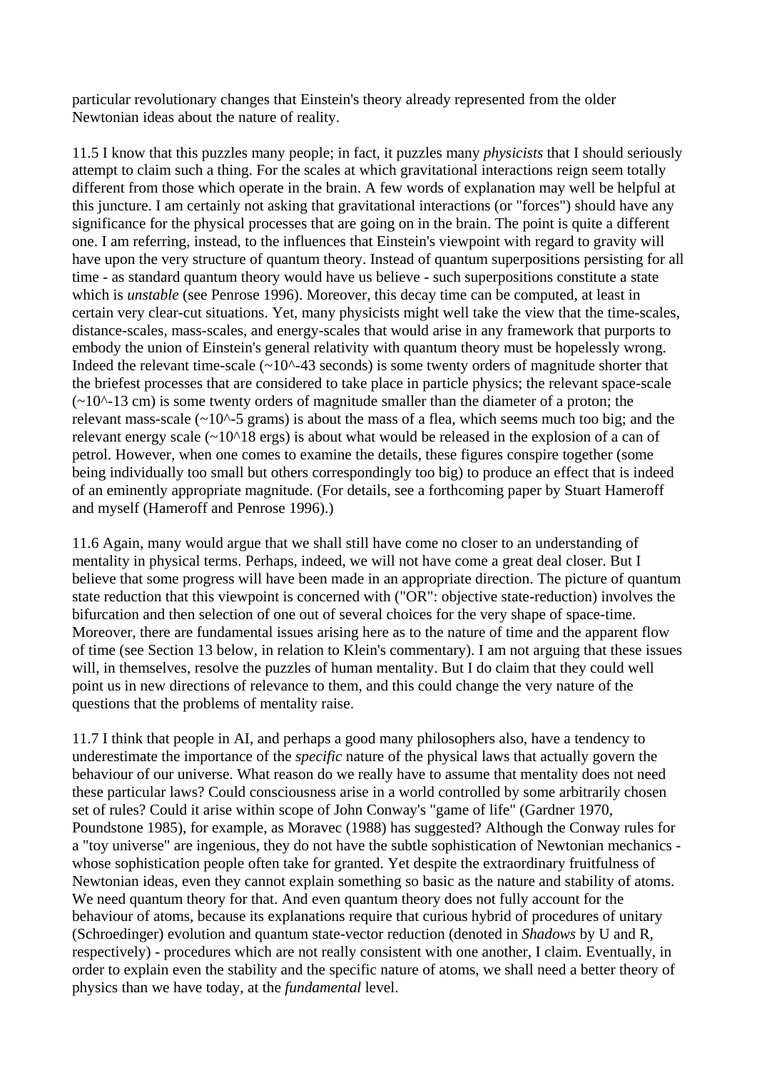particular revolutionary changes that Einstein's theory already represented from the older Newtonian ideas about the nature of reality.

11.5 I know that this puzzles many people; in fact, it puzzles many *physicists* that I should seriously attempt to claim such a thing. For the scales at which gravitational interactions reign seem totally different from those which operate in the brain. A few words of explanation may well be helpful at this juncture. I am certainly not asking that gravitational interactions (or "forces") should have any significance for the physical processes that are going on in the brain. The point is quite a different one. I am referring, instead, to the influences that Einstein's viewpoint with regard to gravity will have upon the very structure of quantum theory. Instead of quantum superpositions persisting for all time - as standard quantum theory would have us believe - such superpositions constitute a state which is *unstable* (see Penrose 1996). Moreover, this decay time can be computed, at least in certain very clear-cut situations. Yet, many physicists might well take the view that the time-scales, distance-scales, mass-scales, and energy-scales that would arise in any framework that purports to embody the union of Einstein's general relativity with quantum theory must be hopelessly wrong. Indeed the relevant time-scale ($\sim 10^{-43}$ seconds) is some twenty orders of magnitude shorter that the briefest processes that are considered to take place in particle physics; the relevant space-scale ($\sim 10^{-13}$ cm) is some twenty orders of magnitude smaller than the diameter of a proton; the relevant mass-scale ($\sim 10^{-5}$ grams) is about the mass of a flea, which seems much too big; and the relevant energy scale ($\sim 10^{18}$ ergs) is about what would be released in the explosion of a can of petrol. However, when one comes to examine the details, these figures conspire together (some being individually too small but others correspondingly too big) to produce an effect that is indeed of an eminently appropriate magnitude. (For details, see a forthcoming paper by Stuart Hameroff and myself (Hameroff and Penrose 1996).)

11.6 Again, many would argue that we shall still have come no closer to an understanding of mentality in physical terms. Perhaps, indeed, we will not have come a great deal closer. But I believe that some progress will have been made in an appropriate direction. The picture of quantum state reduction that this viewpoint is concerned with ("OR": objective state-reduction) involves the bifurcation and then selection of one out of several choices for the very shape of space-time. Moreover, there are fundamental issues arising here as to the nature of time and the apparent flow of time (see Section 13 below, in relation to Klein's commentary). I am not arguing that these issues will, in themselves, resolve the puzzles of human mentality. But I do claim that they could well point us in new directions of relevance to them, and this could change the very nature of the questions that the problems of mentality raise.

11.7 I think that people in AI, and perhaps a good many philosophers also, have a tendency to underestimate the importance of the *specific* nature of the physical laws that actually govern the behaviour of our universe. What reason do we really have to assume that mentality does not need these particular laws? Could consciousness arise in a world controlled by some arbitrarily chosen set of rules? Could it arise within scope of John Conway's "game of life" (Gardner 1970, Poundstone 1985), for example, as Moravec (1988) has suggested? Although the Conway rules for a "toy universe" are ingenious, they do not have the subtle sophistication of Newtonian mechanics - whose sophistication people often take for granted. Yet despite the extraordinary fruitfulness of Newtonian ideas, even they cannot explain something so basic as the nature and stability of atoms. We need quantum theory for that. And even quantum theory does not fully account for the behaviour of atoms, because its explanations require that curious hybrid of procedures of unitary (Schroedinger) evolution and quantum state-vector reduction (denoted in *Shadows* by U and R, respectively) - procedures which are not really consistent with one another, I claim. Eventually, in order to explain even the stability and the specific nature of atoms, we shall need a better theory of physics than we have today, at the *fundamental* level.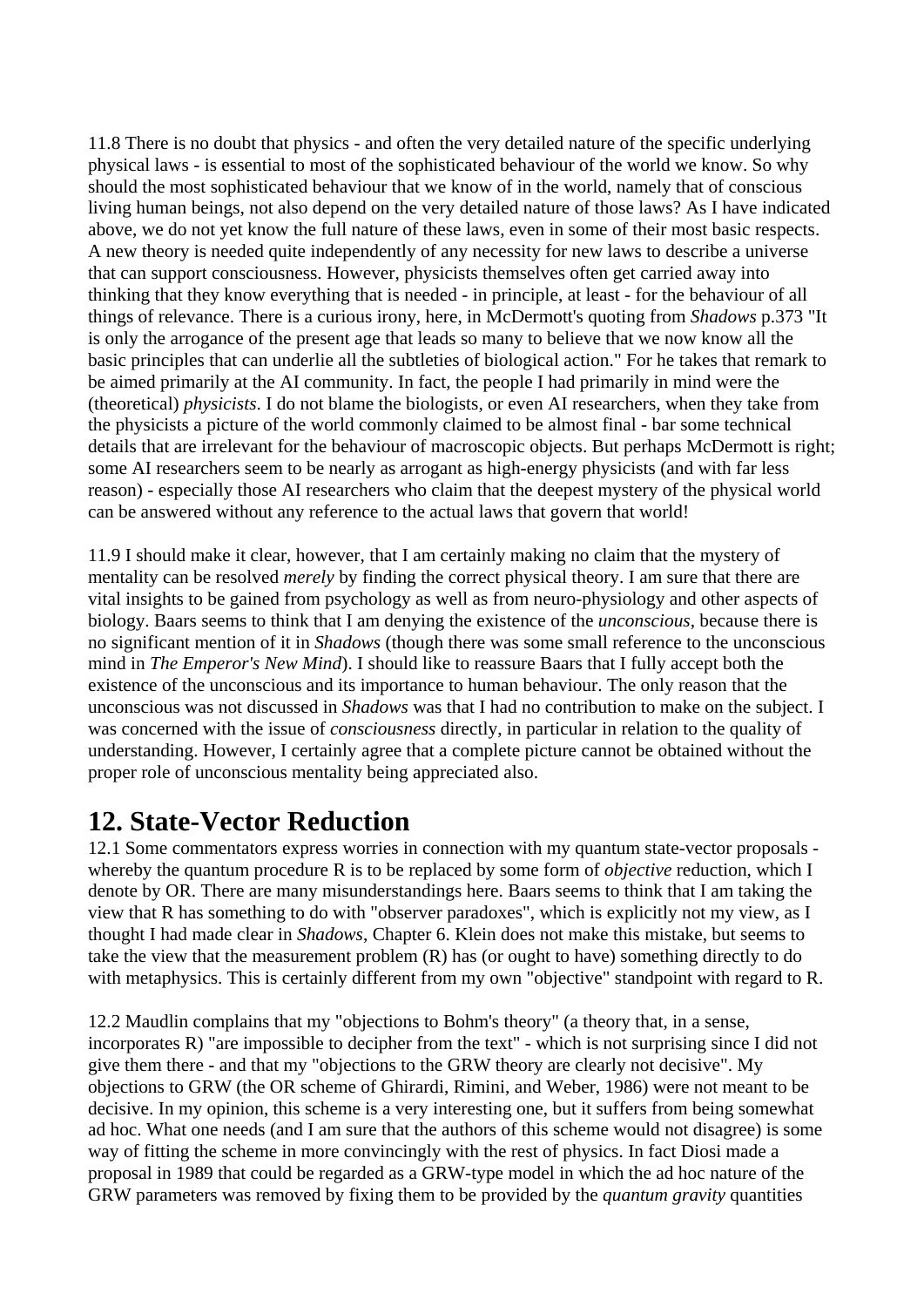11.8 There is no doubt that physics - and often the very detailed nature of the specific underlying physical laws - is essential to most of the sophisticated behaviour of the world we know. So why should the most sophisticated behaviour that we know of in the world, namely that of conscious living human beings, not also depend on the very detailed nature of those laws? As I have indicated above, we do not yet know the full nature of these laws, even in some of their most basic respects. A new theory is needed quite independently of any necessity for new laws to describe a universe that can support consciousness. However, physicists themselves often get carried away into thinking that they know everything that is needed - in principle, at least - for the behaviour of all things of relevance. There is a curious irony, here, in McDermott's quoting from *Shadows* p.373 "It is only the arrogance of the present age that leads so many to believe that we now know all the basic principles that can underlie all the subtleties of biological action." For he takes that remark to be aimed primarily at the AI community. In fact, the people I had primarily in mind were the (theoretical) *physicists*. I do not blame the biologists, or even AI researchers, when they take from the physicists a picture of the world commonly claimed to be almost final - bar some technical details that are irrelevant for the behaviour of macroscopic objects. But perhaps McDermott is right; some AI researchers seem to be nearly as arrogant as high-energy physicists (and with far less reason) - especially those AI researchers who claim that the deepest mystery of the physical world can be answered without any reference to the actual laws that govern that world!

11.9 I should make it clear, however, that I am certainly making no claim that the mystery of mentality can be resolved *merely* by finding the correct physical theory. I am sure that there are vital insights to be gained from psychology as well as from neuro-physiology and other aspects of biology. Baars seems to think that I am denying the existence of the *unconscious*, because there is no significant mention of it in *Shadows* (though there was some small reference to the unconscious mind in *The Emperor's New Mind*). I should like to reassure Baars that I fully accept both the existence of the unconscious and its importance to human behaviour. The only reason that the unconscious was not discussed in *Shadows* was that I had no contribution to make on the subject. I was concerned with the issue of *consciousness* directly, in particular in relation to the quality of understanding. However, I certainly agree that a complete picture cannot be obtained without the proper role of unconscious mentality being appreciated also.

## 12. State-Vector Reduction

12.1 Some commentators express worries in connection with my quantum state-vector proposals - whereby the quantum procedure R is to be replaced by some form of *objective* reduction, which I denote by OR. There are many misunderstandings here. Baars seems to think that I am taking the view that R has something to do with "observer paradoxes", which is explicitly not my view, as I thought I had made clear in *Shadows*, Chapter 6. Klein does not make this mistake, but seems to take the view that the measurement problem (R) has (or ought to have) something directly to do with metaphysics. This is certainly different from my own "objective" standpoint with regard to R.

12.2 Maudlin complains that my "objections to Bohm's theory" (a theory that, in a sense, incorporates R) "are impossible to decipher from the text" - which is not surprising since I did not give them there - and that my "objections to the GRW theory are clearly not decisive". My objections to GRW (the OR scheme of Ghirardi, Rimini, and Weber, 1986) were not meant to be decisive. In my opinion, this scheme is a very interesting one, but it suffers from being somewhat ad hoc. What one needs (and I am sure that the authors of this scheme would not disagree) is some way of fitting the scheme in more convincingly with the rest of physics. In fact Diosi made a proposal in 1989 that could be regarded as a GRW-type model in which the ad hoc nature of the GRW parameters was removed by fixing them to be provided by the *quantum gravity* quantities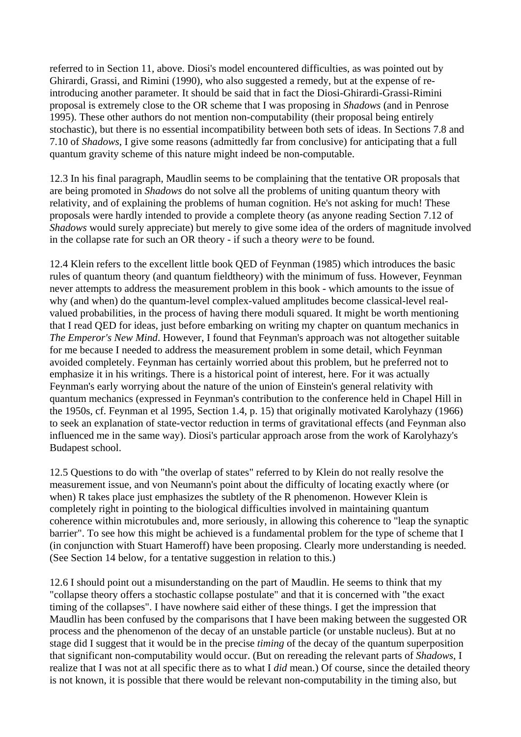referred to in Section 11, above. Diosi's model encountered difficulties, as was pointed out by Ghirardi, Grassi, and Rimini (1990), who also suggested a remedy, but at the expense of re-introducing another parameter. It should be said that in fact the Diosi-Ghirardi-Grassi-Rimini proposal is extremely close to the OR scheme that I was proposing in *Shadows* (and in Penrose 1995). These other authors do not mention non-computability (their proposal being entirely stochastic), but there is no essential incompatibility between both sets of ideas. In Sections 7.8 and 7.10 of *Shadows*, I give some reasons (admittedly far from conclusive) for anticipating that a full quantum gravity scheme of this nature might indeed be non-computable.

12.3 In his final paragraph, Maudlin seems to be complaining that the tentative OR proposals that are being promoted in *Shadows* do not solve all the problems of uniting quantum theory with relativity, and of explaining the problems of human cognition. He's not asking for much! These proposals were hardly intended to provide a complete theory (as anyone reading Section 7.12 of *Shadows* would surely appreciate) but merely to give some idea of the orders of magnitude involved in the collapse rate for such an OR theory - if such a theory *were* to be found.

12.4 Klein refers to the excellent little book QED of Feynman (1985) which introduces the basic rules of quantum theory (and quantum fieldtheory) with the minimum of fuss. However, Feynman never attempts to address the measurement problem in this book - which amounts to the issue of why (and when) do the quantum-level complex-valued amplitudes become classical-level real-valued probabilities, in the process of having there moduli squared. It might be worth mentioning that I read QED for ideas, just before embarking on writing my chapter on quantum mechanics in *The Emperor's New Mind*. However, I found that Feynman's approach was not altogether suitable for me because I needed to address the measurement problem in some detail, which Feynman avoided completely. Feynman has certainly worried about this problem, but he preferred not to emphasize it in his writings. There is a historical point of interest, here. For it was actually Feynman's early worrying about the nature of the union of Einstein's general relativity with quantum mechanics (expressed in Feynman's contribution to the conference held in Chapel Hill in the 1950s, cf. Feynman et al 1995, Section 1.4, p. 15) that originally motivated Karolyhazy (1966) to seek an explanation of state-vector reduction in terms of gravitational effects (and Feynman also influenced me in the same way). Diosi's particular approach arose from the work of Karolyhazy's Budapest school.

12.5 Questions to do with "the overlap of states" referred to by Klein do not really resolve the measurement issue, and von Neumann's point about the difficulty of locating exactly where (or when) R takes place just emphasizes the subtlety of the R phenomenon. However Klein is completely right in pointing to the biological difficulties involved in maintaining quantum coherence within microtubules and, more seriously, in allowing this coherence to "leap the synaptic barrier". To see how this might be achieved is a fundamental problem for the type of scheme that I (in conjunction with Stuart Hameroff) have been proposing. Clearly more understanding is needed. (See Section 14 below, for a tentative suggestion in relation to this.)

12.6 I should point out a misunderstanding on the part of Maudlin. He seems to think that my "collapse theory offers a stochastic collapse postulate" and that it is concerned with "the exact timing of the collapses". I have nowhere said either of these things. I get the impression that Maudlin has been confused by the comparisons that I have been making between the suggested OR process and the phenomenon of the decay of an unstable particle (or unstable nucleus). But at no stage did I suggest that it would be in the precise *timing* of the decay of the quantum superposition that significant non-computability would occur. (But on rereading the relevant parts of *Shadows*, I realize that I was not at all specific there as to what I *did* mean.) Of course, since the detailed theory is not known, it is possible that there would be relevant non-computability in the timing also, but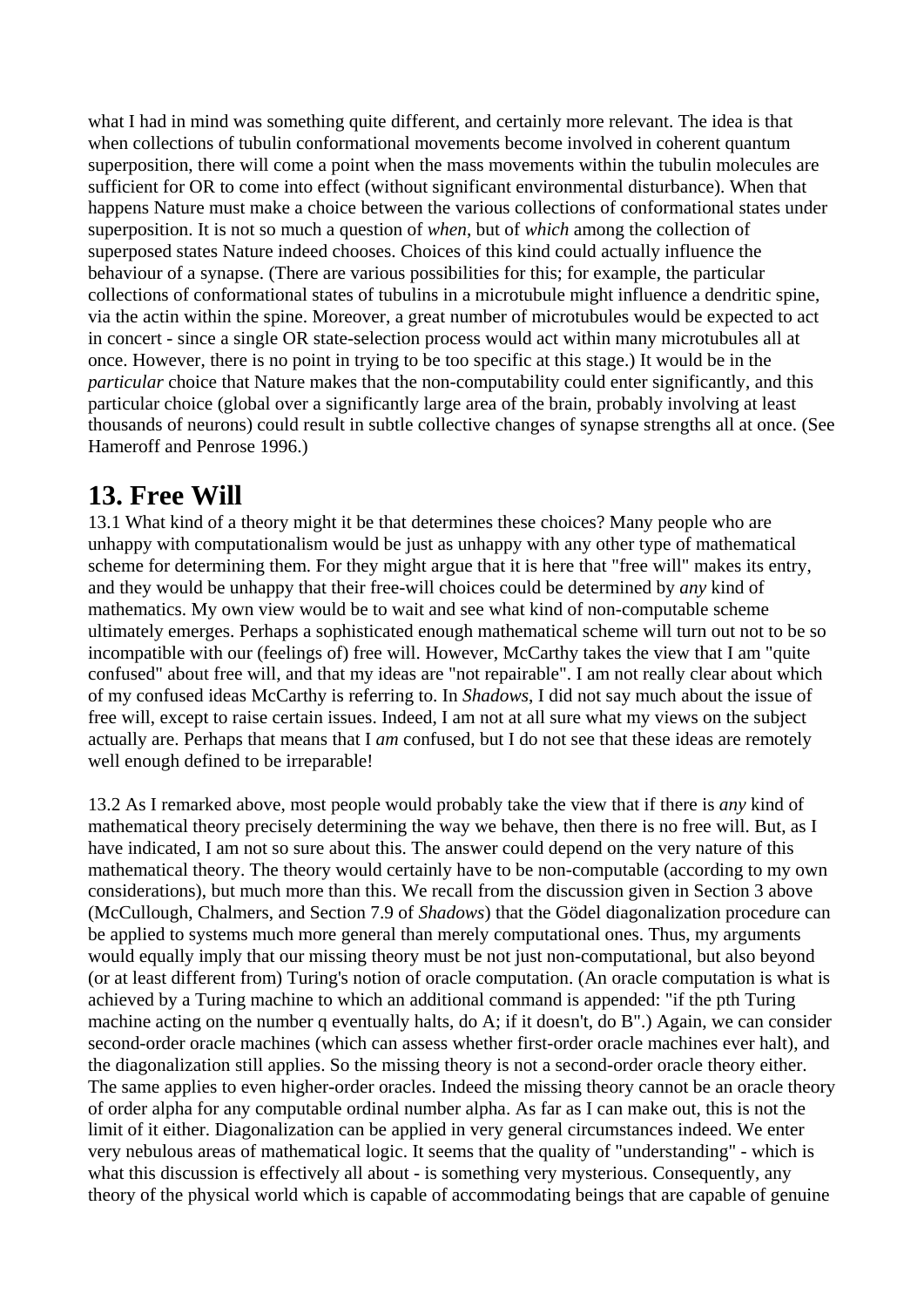what I had in mind was something quite different, and certainly more relevant. The idea is that when collections of tubulin conformational movements become involved in coherent quantum superposition, there will come a point when the mass movements within the tubulin molecules are sufficient for OR to come into effect (without significant environmental disturbance). When that happens Nature must make a choice between the various collections of conformational states under superposition. It is not so much a question of *when*, but of *which* among the collection of superposed states Nature indeed chooses. Choices of this kind could actually influence the behaviour of a synapse. (There are various possibilities for this; for example, the particular collections of conformational states of tubulins in a microtubule might influence a dendritic spine, via the actin within the spine. Moreover, a great number of microtubules would be expected to act in concert - since a single OR state-selection process would act within many microtubules all at once. However, there is no point in trying to be too specific at this stage.) It would be in the *particular* choice that Nature makes that the non-computability could enter significantly, and this particular choice (global over a significantly large area of the brain, probably involving at least thousands of neurons) could result in subtle collective changes of synapse strengths all at once. (See Hameroff and Penrose 1996.)

## 13. Free Will

13.1 What kind of a theory might it be that determines these choices? Many people who are unhappy with computationalism would be just as unhappy with any other type of mathematical scheme for determining them. For they might argue that it is here that "free will" makes its entry, and they would be unhappy that their free-will choices could be determined by *any* kind of mathematics. My own view would be to wait and see what kind of non-computable scheme ultimately emerges. Perhaps a sophisticated enough mathematical scheme will turn out not to be so incompatible with our (feelings of) free will. However, McCarthy takes the view that I am "quite confused" about free will, and that my ideas are "not repairable". I am not really clear about which of my confused ideas McCarthy is referring to. In *Shadows*, I did not say much about the issue of free will, except to raise certain issues. Indeed, I am not at all sure what my views on the subject actually are. Perhaps that means that I *am* confused, but I do not see that these ideas are remotely well enough defined to be irreparable!

13.2 As I remarked above, most people would probably take the view that if there is *any* kind of mathematical theory precisely determining the way we behave, then there is no free will. But, as I have indicated, I am not so sure about this. The answer could depend on the very nature of this mathematical theory. The theory would certainly have to be non-computable (according to my own considerations), but much more than this. We recall from the discussion given in Section 3 above (McCullough, Chalmers, and Section 7.9 of *Shadows*) that the Gödel diagonalization procedure can be applied to systems much more general than merely computational ones. Thus, my arguments would equally imply that our missing theory must be not just non-computational, but also beyond (or at least different from) Turing's notion of oracle computation. (An oracle computation is what is achieved by a Turing machine to which an additional command is appended: "if the pth Turing machine acting on the number q eventually halts, do A; if it doesn't, do B".) Again, we can consider second-order oracle machines (which can assess whether first-order oracle machines ever halt), and the diagonalization still applies. So the missing theory is not a second-order oracle theory either. The same applies to even higher-order oracles. Indeed the missing theory cannot be an oracle theory of order alpha for any computable ordinal number alpha. As far as I can make out, this is not the limit of it either. Diagonalization can be applied in very general circumstances indeed. We enter very nebulous areas of mathematical logic. It seems that the quality of "understanding" - which is what this discussion is effectively all about - is something very mysterious. Consequently, any theory of the physical world which is capable of accommodating beings that are capable of genuine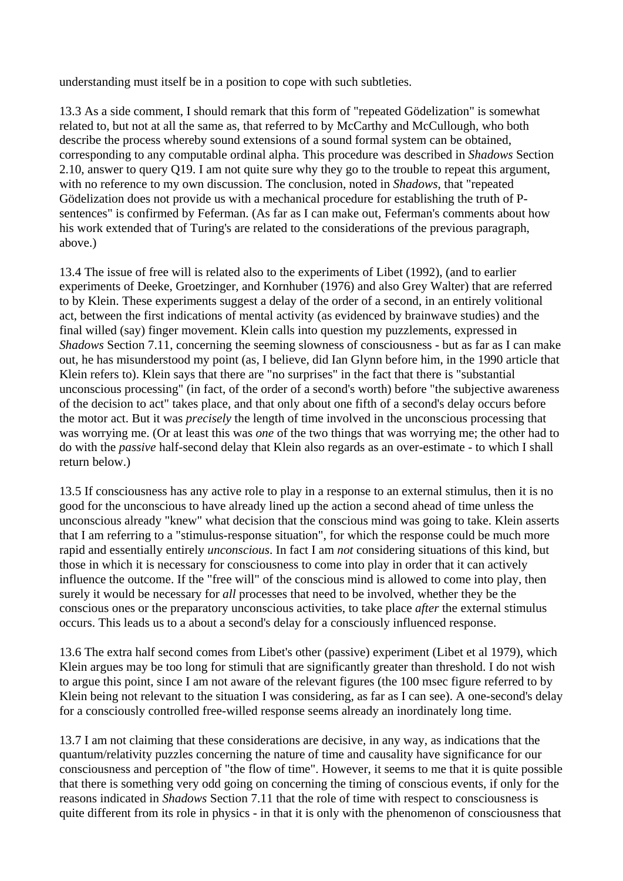understanding must itself be in a position to cope with such subtleties.

13.3 As a side comment, I should remark that this form of "repeated Gödelization" is somewhat related to, but not at all the same as, that referred to by McCarthy and McCullough, who both describe the process whereby sound extensions of a sound formal system can be obtained, corresponding to any computable ordinal alpha. This procedure was described in *Shadows* Section 2.10, answer to query Q19. I am not quite sure why they go to the trouble to repeat this argument, with no reference to my own discussion. The conclusion, noted in *Shadows*, that "repeated Gödelization does not provide us with a mechanical procedure for establishing the truth of P-sentences" is confirmed by Feferman. (As far as I can make out, Feferman's comments about how his work extended that of Turing's are related to the considerations of the previous paragraph, above.)

13.4 The issue of free will is related also to the experiments of Libet (1992), (and to earlier experiments of Deeke, Groetzinger, and Kornhuber (1976) and also Grey Walter) that are referred to by Klein. These experiments suggest a delay of the order of a second, in an entirely volitional act, between the first indications of mental activity (as evidenced by brainwave studies) and the final willed (say) finger movement. Klein calls into question my puzzlements, expressed in *Shadows* Section 7.11, concerning the seeming slowness of consciousness - but as far as I can make out, he has misunderstood my point (as, I believe, did Ian Glynn before him, in the 1990 article that Klein refers to). Klein says that there are "no surprises" in the fact that there is "substantial unconscious processing" (in fact, of the order of a second's worth) before "the subjective awareness of the decision to act" takes place, and that only about one fifth of a second's delay occurs before the motor act. But it was *precisely* the length of time involved in the unconscious processing that was worrying me. (Or at least this was *one* of the two things that was worrying me; the other had to do with the *passive* half-second delay that Klein also regards as an over-estimate - to which I shall return below.)

13.5 If consciousness has any active role to play in a response to an external stimulus, then it is no good for the unconscious to have already lined up the action a second ahead of time unless the unconscious already "knew" what decision that the conscious mind was going to take. Klein asserts that I am referring to a "stimulus-response situation", for which the response could be much more rapid and essentially entirely *unconscious*. In fact I am *not* considering situations of this kind, but those in which it is necessary for consciousness to come into play in order that it can actively influence the outcome. If the "free will" of the conscious mind is allowed to come into play, then surely it would be necessary for *all* processes that need to be involved, whether they be the conscious ones or the preparatory unconscious activities, to take place *after* the external stimulus occurs. This leads us to a about a second's delay for a consciously influenced response.

13.6 The extra half second comes from Libet's other (passive) experiment (Libet et al 1979), which Klein argues may be too long for stimuli that are significantly greater than threshold. I do not wish to argue this point, since I am not aware of the relevant figures (the 100 msec figure referred to by Klein being not relevant to the situation I was considering, as far as I can see). A one-second's delay for a consciously controlled free-willed response seems already an inordinately long time.

13.7 I am not claiming that these considerations are decisive, in any way, as indications that the quantum/relativity puzzles concerning the nature of time and causality have significance for our consciousness and perception of "the flow of time". However, it seems to me that it is quite possible that there is something very odd going on concerning the timing of conscious events, if only for the reasons indicated in *Shadows* Section 7.11 that the role of time with respect to consciousness is quite different from its role in physics - in that it is only with the phenomenon of consciousness that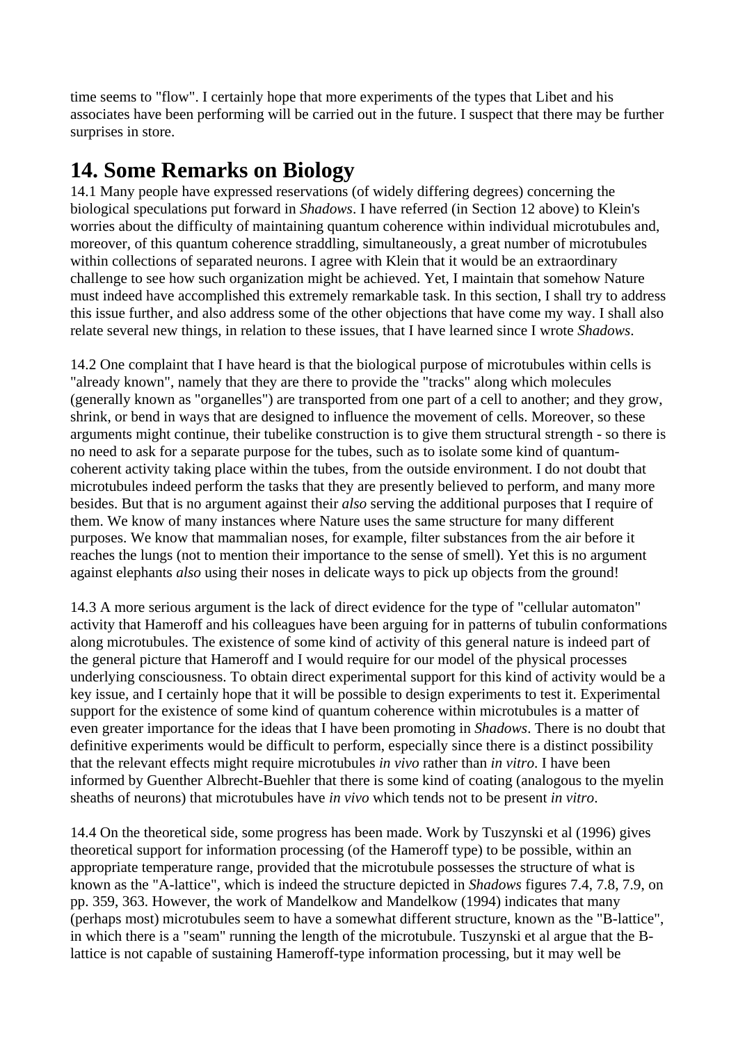time seems to "flow". I certainly hope that more experiments of the types that Libet and his associates have been performing will be carried out in the future. I suspect that there may be further surprises in store.

## 14. Some Remarks on Biology

14.1 Many people have expressed reservations (of widely differing degrees) concerning the biological speculations put forward in *Shadows*. I have referred (in Section 12 above) to Klein's worries about the difficulty of maintaining quantum coherence within individual microtubules and, moreover, of this quantum coherence straddling, simultaneously, a great number of microtubules within collections of separated neurons. I agree with Klein that it would be an extraordinary challenge to see how such organization might be achieved. Yet, I maintain that somehow Nature must indeed have accomplished this extremely remarkable task. In this section, I shall try to address this issue further, and also address some of the other objections that have come my way. I shall also relate several new things, in relation to these issues, that I have learned since I wrote *Shadows*.

14.2 One complaint that I have heard is that the biological purpose of microtubules within cells is "already known", namely that they are there to provide the "tracks" along which molecules (generally known as "organelles") are transported from one part of a cell to another; and they grow, shrink, or bend in ways that are designed to influence the movement of cells. Moreover, so these arguments might continue, their tubelike construction is to give them structural strength - so there is no need to ask for a separate purpose for the tubes, such as to isolate some kind of quantum-coherent activity taking place within the tubes, from the outside environment. I do not doubt that microtubules indeed perform the tasks that they are presently believed to perform, and many more besides. But that is no argument against their *also* serving the additional purposes that I require of them. We know of many instances where Nature uses the same structure for many different purposes. We know that mammalian noses, for example, filter substances from the air before it reaches the lungs (not to mention their importance to the sense of smell). Yet this is no argument against elephants *also* using their noses in delicate ways to pick up objects from the ground!

14.3 A more serious argument is the lack of direct evidence for the type of "cellular automaton" activity that Hameroff and his colleagues have been arguing for in patterns of tubulin conformations along microtubules. The existence of some kind of activity of this general nature is indeed part of the general picture that Hameroff and I would require for our model of the physical processes underlying consciousness. To obtain direct experimental support for this kind of activity would be a key issue, and I certainly hope that it will be possible to design experiments to test it. Experimental support for the existence of some kind of quantum coherence within microtubules is a matter of even greater importance for the ideas that I have been promoting in *Shadows*. There is no doubt that definitive experiments would be difficult to perform, especially since there is a distinct possibility that the relevant effects might require microtubules *in vivo* rather than *in vitro*. I have been informed by Guenther Albrecht-Buehler that there is some kind of coating (analogous to the myelin sheaths of neurons) that microtubules have *in vivo* which tends not to be present *in vitro*.

14.4 On the theoretical side, some progress has been made. Work by Tuszynski et al (1996) gives theoretical support for information processing (of the Hameroff type) to be possible, within an appropriate temperature range, provided that the microtubule possesses the structure of what is known as the "A-lattice", which is indeed the structure depicted in *Shadows* figures 7.4, 7.8, 7.9, on pp. 359, 363. However, the work of Mandelkow and Mandelkow (1994) indicates that many (perhaps most) microtubules seem to have a somewhat different structure, known as the "B-lattice", in which there is a "seam" running the length of the microtubule. Tuszynski et al argue that the B-lattice is not capable of sustaining Hameroff-type information processing, but it may well be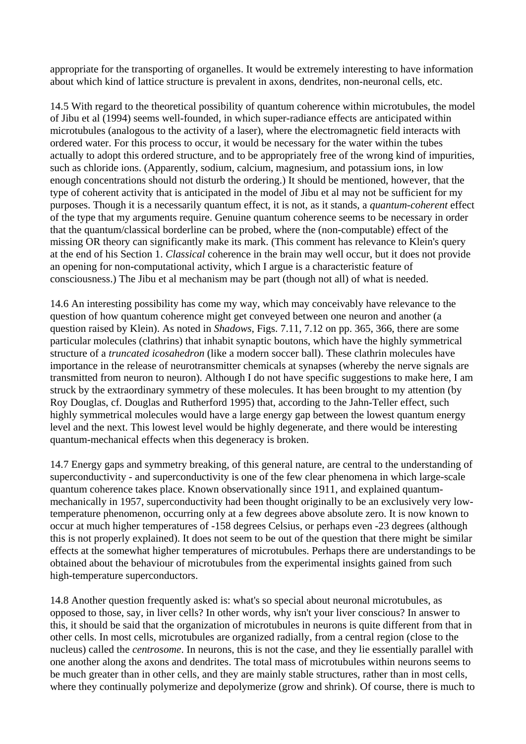appropriate for the transporting of organelles. It would be extremely interesting to have information about which kind of lattice structure is prevalent in axons, dendrites, non-neuronal cells, etc.

14.5 With regard to the theoretical possibility of quantum coherence within microtubules, the model of Jibu et al (1994) seems well-founded, in which super-radiance effects are anticipated within microtubules (analogous to the activity of a laser), where the electromagnetic field interacts with ordered water. For this process to occur, it would be necessary for the water within the tubes actually to adopt this ordered structure, and to be appropriately free of the wrong kind of impurities, such as chloride ions. (Apparently, sodium, calcium, magnesium, and potassium ions, in low enough concentrations should not disturb the ordering.) It should be mentioned, however, that the type of coherent activity that is anticipated in the model of Jibu et al may not be sufficient for my purposes. Though it is a necessarily quantum effect, it is not, as it stands, a *quantum-coherent* effect of the type that my arguments require. Genuine quantum coherence seems to be necessary in order that the quantum/classical borderline can be probed, where the (non-computable) effect of the missing OR theory can significantly make its mark. (This comment has relevance to Klein's query at the end of his Section 1. *Classical* coherence in the brain may well occur, but it does not provide an opening for non-computational activity, which I argue is a characteristic feature of consciousness.) The Jibu et al mechanism may be part (though not all) of what is needed.

14.6 An interesting possibility has come my way, which may conceivably have relevance to the question of how quantum coherence might get conveyed between one neuron and another (a question raised by Klein). As noted in *Shadows*, Figs. 7.11, 7.12 on pp. 365, 366, there are some particular molecules (clathrins) that inhabit synaptic boutons, which have the highly symmetrical structure of a *truncated icosahedron* (like a modern soccer ball). These clathrin molecules have importance in the release of neurotransmitter chemicals at synapses (whereby the nerve signals are transmitted from neuron to neuron). Although I do not have specific suggestions to make here, I am struck by the extraordinary symmetry of these molecules. It has been brought to my attention (by Roy Douglas, cf. Douglas and Rutherford 1995) that, according to the Jahn-Teller effect, such highly symmetrical molecules would have a large energy gap between the lowest quantum energy level and the next. This lowest level would be highly degenerate, and there would be interesting quantum-mechanical effects when this degeneracy is broken.

14.7 Energy gaps and symmetry breaking, of this general nature, are central to the understanding of superconductivity - and superconductivity is one of the few clear phenomena in which large-scale quantum coherence takes place. Known observationally since 1911, and explained quantum-mechanically in 1957, superconductivity had been thought originally to be an exclusively very low-temperature phenomenon, occurring only at a few degrees above absolute zero. It is now known to occur at much higher temperatures of -158 degrees Celsius, or perhaps even -23 degrees (although this is not properly explained). It does not seem to be out of the question that there might be similar effects at the somewhat higher temperatures of microtubules. Perhaps there are understandings to be obtained about the behaviour of microtubules from the experimental insights gained from such high-temperature superconductors.

14.8 Another question frequently asked is: what's so special about neuronal microtubules, as opposed to those, say, in liver cells? In other words, why isn't your liver conscious? In answer to this, it should be said that the organization of microtubules in neurons is quite different from that in other cells. In most cells, microtubules are organized radially, from a central region (close to the nucleus) called the *centrosome*. In neurons, this is not the case, and they lie essentially parallel with one another along the axons and dendrites. The total mass of microtubules within neurons seems to be much greater than in other cells, and they are mainly stable structures, rather than in most cells, where they continually polymerize and depolymerize (grow and shrink). Of course, there is much to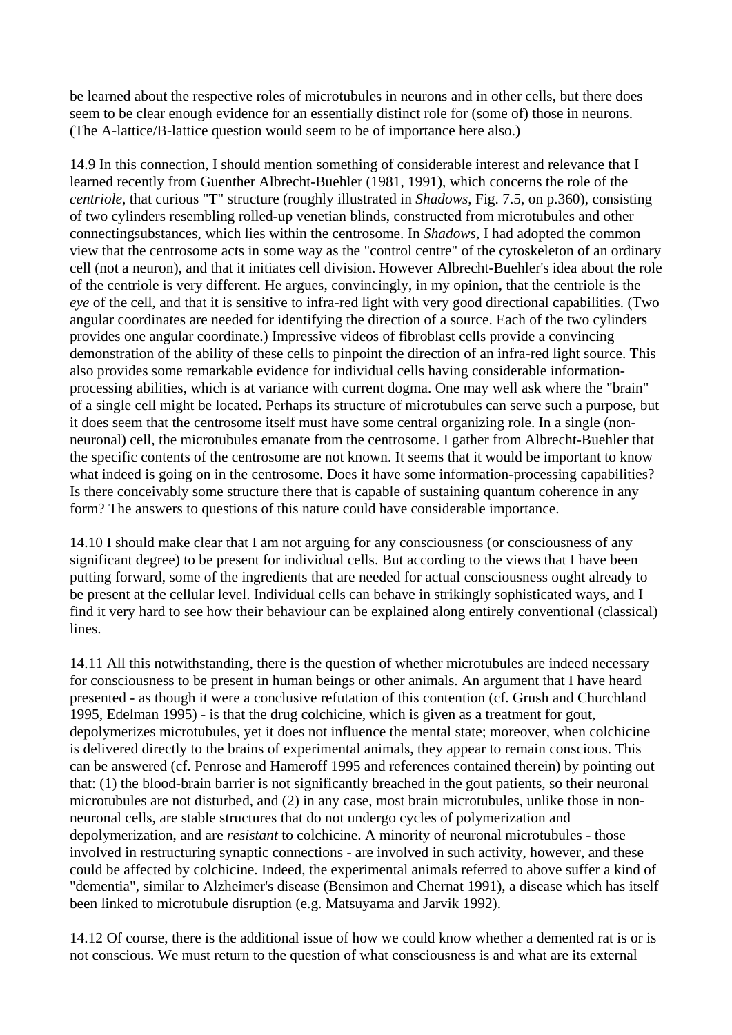be learned about the respective roles of microtubules in neurons and in other cells, but there does seem to be clear enough evidence for an essentially distinct role for (some of) those in neurons. (The A-lattice/B-lattice question would seem to be of importance here also.)

14.9 In this connection, I should mention something of considerable interest and relevance that I learned recently from Guenther Albrecht-Buehler (1981, 1991), which concerns the role of the *centriole*, that curious "T" structure (roughly illustrated in *Shadows*, Fig. 7.5, on p.360), consisting of two cylinders resembling rolled-up venetian blinds, constructed from microtubules and other connectingsubstances, which lies within the centrosome. In *Shadows*, I had adopted the common view that the centrosome acts in some way as the "control centre" of the cytoskeleton of an ordinary cell (not a neuron), and that it initiates cell division. However Albrecht-Buehler's idea about the role of the centriole is very different. He argues, convincingly, in my opinion, that the centriole is the *eye* of the cell, and that it is sensitive to infra-red light with very good directional capabilities. (Two angular coordinates are needed for identifying the direction of a source. Each of the two cylinders provides one angular coordinate.) Impressive videos of fibroblast cells provide a convincing demonstration of the ability of these cells to pinpoint the direction of an infra-red light source. This also provides some remarkable evidence for individual cells having considerable information-processing abilities, which is at variance with current dogma. One may well ask where the "brain" of a single cell might be located. Perhaps its structure of microtubules can serve such a purpose, but it does seem that the centrosome itself must have some central organizing role. In a single (non-neuronal) cell, the microtubules emanate from the centrosome. I gather from Albrecht-Buehler that the specific contents of the centrosome are not known. It seems that it would be important to know what indeed is going on in the centrosome. Does it have some information-processing capabilities? Is there conceivably some structure there that is capable of sustaining quantum coherence in any form? The answers to questions of this nature could have considerable importance.

14.10 I should make clear that I am not arguing for any consciousness (or consciousness of any significant degree) to be present for individual cells. But according to the views that I have been putting forward, some of the ingredients that are needed for actual consciousness ought already to be present at the cellular level. Individual cells can behave in strikingly sophisticated ways, and I find it very hard to see how their behaviour can be explained along entirely conventional (classical) lines.

14.11 All this notwithstanding, there is the question of whether microtubules are indeed necessary for consciousness to be present in human beings or other animals. An argument that I have heard presented - as though it were a conclusive refutation of this contention (cf. Grush and Churchland 1995, Edelman 1995) - is that the drug colchicine, which is given as a treatment for gout, depolymerizes microtubules, yet it does not influence the mental state; moreover, when colchicine is delivered directly to the brains of experimental animals, they appear to remain conscious. This can be answered (cf. Penrose and Hameroff 1995 and references contained therein) by pointing out that: (1) the blood-brain barrier is not significantly breached in the gout patients, so their neuronal microtubules are not disturbed, and (2) in any case, most brain microtubules, unlike those in non-neuronal cells, are stable structures that do not undergo cycles of polymerization and depolymerization, and are *resistant* to colchicine. A minority of neuronal microtubules - those involved in restructuring synaptic connections - are involved in such activity, however, and these could be affected by colchicine. Indeed, the experimental animals referred to above suffer a kind of "dementia", similar to Alzheimer's disease (Bensimon and Chernat 1991), a disease which has itself been linked to microtubule disruption (e.g. Matsuyama and Jarvik 1992).

14.12 Of course, there is the additional issue of how we could know whether a demented rat is or is not conscious. We must return to the question of what consciousness is and what are its external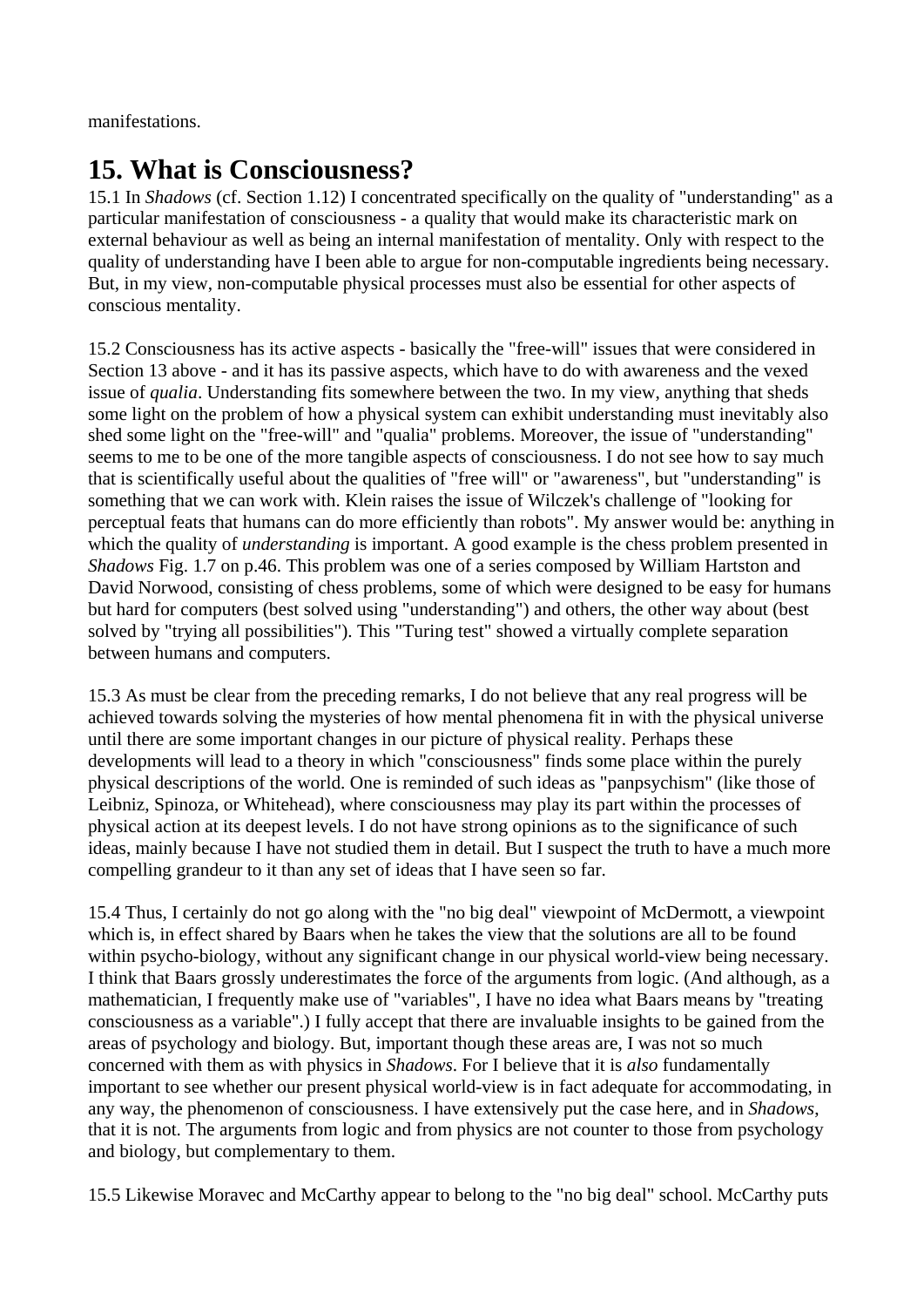manifestations.

## 15. What is Consciousness?

15.1 In *Shadows* (cf. Section 1.12) I concentrated specifically on the quality of "understanding" as a particular manifestation of consciousness - a quality that would make its characteristic mark on external behaviour as well as being an internal manifestation of mentality. Only with respect to the quality of understanding have I been able to argue for non-computable ingredients being necessary. But, in my view, non-computable physical processes must also be essential for other aspects of conscious mentality.

15.2 Consciousness has its active aspects - basically the "free-will" issues that were considered in Section 13 above - and it has its passive aspects, which have to do with awareness and the vexed issue of *qualia*. Understanding fits somewhere between the two. In my view, anything that sheds some light on the problem of how a physical system can exhibit understanding must inevitably also shed some light on the "free-will" and "qualia" problems. Moreover, the issue of "understanding" seems to me to be one of the more tangible aspects of consciousness. I do not see how to say much that is scientifically useful about the qualities of "free will" or "awareness", but "understanding" is something that we can work with. Klein raises the issue of Wilczek's challenge of "looking for perceptual feats that humans can do more efficiently than robots". My answer would be: anything in which the quality of *understanding* is important. A good example is the chess problem presented in *Shadows* Fig. 1.7 on p.46. This problem was one of a series composed by William Hartston and David Norwood, consisting of chess problems, some of which were designed to be easy for humans but hard for computers (best solved using "understanding") and others, the other way about (best solved by "trying all possibilities"). This "Turing test" showed a virtually complete separation between humans and computers.

15.3 As must be clear from the preceding remarks, I do not believe that any real progress will be achieved towards solving the mysteries of how mental phenomena fit in with the physical universe until there are some important changes in our picture of physical reality. Perhaps these developments will lead to a theory in which "consciousness" finds some place within the purely physical descriptions of the world. One is reminded of such ideas as "panpsychism" (like those of Leibniz, Spinoza, or Whitehead), where consciousness may play its part within the processes of physical action at its deepest levels. I do not have strong opinions as to the significance of such ideas, mainly because I have not studied them in detail. But I suspect the truth to have a much more compelling grandeur to it than any set of ideas that I have seen so far.

15.4 Thus, I certainly do not go along with the "no big deal" viewpoint of McDermott, a viewpoint which is, in effect shared by Baars when he takes the view that the solutions are all to be found within psycho-biology, without any significant change in our physical world-view being necessary. I think that Baars grossly underestimates the force of the arguments from logic. (And although, as a mathematician, I frequently make use of "variables", I have no idea what Baars means by "treating consciousness as a variable".) I fully accept that there are invaluable insights to be gained from the areas of psychology and biology. But, important though these areas are, I was not so much concerned with them as with physics in *Shadows*. For I believe that it is *also* fundamentally important to see whether our present physical world-view is in fact adequate for accommodating, in any way, the phenomenon of consciousness. I have extensively put the case here, and in *Shadows*, that it is not. The arguments from logic and from physics are not counter to those from psychology and biology, but complementary to them.

15.5 Likewise Moravec and McCarthy appear to belong to the "no big deal" school. McCarthy puts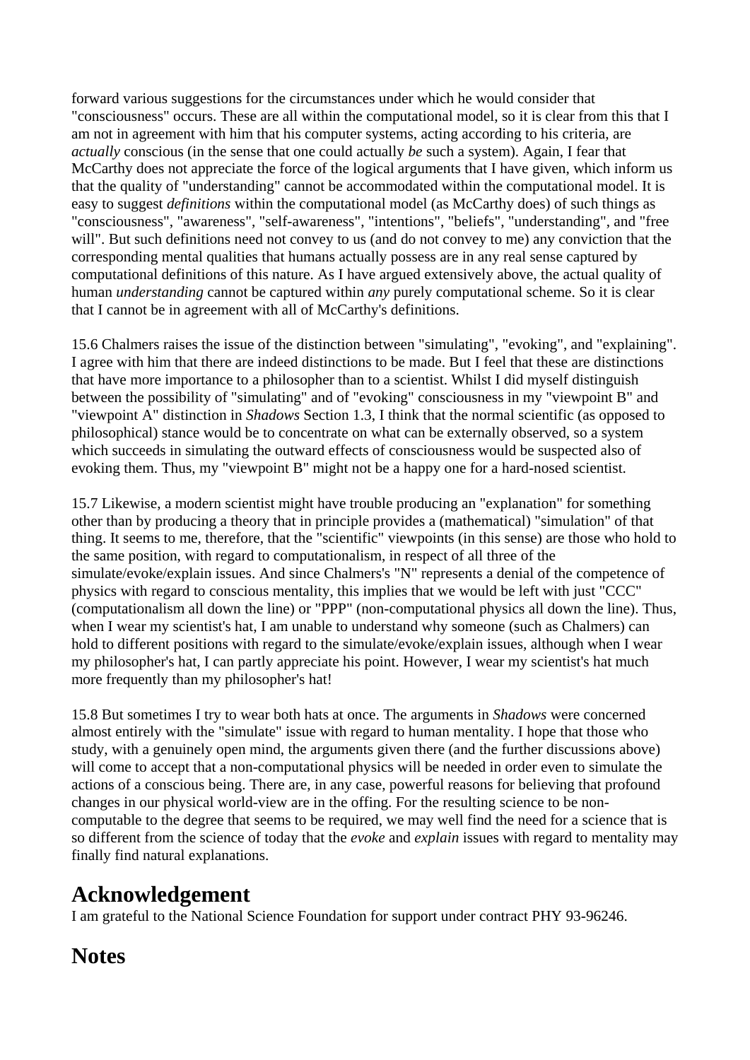forward various suggestions for the circumstances under which he would consider that "consciousness" occurs. These are all within the computational model, so it is clear from this that I am not in agreement with him that his computer systems, acting according to his criteria, are *actually* conscious (in the sense that one could actually *be* such a system). Again, I fear that McCarthy does not appreciate the force of the logical arguments that I have given, which inform us that the quality of "understanding" cannot be accommodated within the computational model. It is easy to suggest *definitions* within the computational model (as McCarthy does) of such things as "consciousness", "awareness", "self-awareness", "intentions", "beliefs", "understanding", and "free will". But such definitions need not convey to us (and do not convey to me) any conviction that the corresponding mental qualities that humans actually possess are in any real sense captured by computational definitions of this nature. As I have argued extensively above, the actual quality of human *understanding* cannot be captured within *any* purely computational scheme. So it is clear that I cannot be in agreement with all of McCarthy's definitions.

15.6 Chalmers raises the issue of the distinction between "simulating", "evoking", and "explaining". I agree with him that there are indeed distinctions to be made. But I feel that these are distinctions that have more importance to a philosopher than to a scientist. Whilst I did myself distinguish between the possibility of "simulating" and of "evoking" consciousness in my "viewpoint B" and "viewpoint A" distinction in *Shadows* Section 1.3, I think that the normal scientific (as opposed to philosophical) stance would be to concentrate on what can be externally observed, so a system which succeeds in simulating the outward effects of consciousness would be suspected also of evoking them. Thus, my "viewpoint B" might not be a happy one for a hard-nosed scientist.

15.7 Likewise, a modern scientist might have trouble producing an "explanation" for something other than by producing a theory that in principle provides a (mathematical) "simulation" of that thing. It seems to me, therefore, that the "scientific" viewpoints (in this sense) are those who hold to the same position, with regard to computationalism, in respect of all three of the simulate/evoke/explain issues. And since Chalmers's "N" represents a denial of the competence of physics with regard to conscious mentality, this implies that we would be left with just "CCC" (computationalism all down the line) or "PPP" (non-computational physics all down the line). Thus, when I wear my scientist's hat, I am unable to understand why someone (such as Chalmers) can hold to different positions with regard to the simulate/evoke/explain issues, although when I wear my philosopher's hat, I can partly appreciate his point. However, I wear my scientist's hat much more frequently than my philosopher's hat!

15.8 But sometimes I try to wear both hats at once. The arguments in *Shadows* were concerned almost entirely with the "simulate" issue with regard to human mentality. I hope that those who study, with a genuinely open mind, the arguments given there (and the further discussions above) will come to accept that a non-computational physics will be needed in order even to simulate the actions of a conscious being. There are, in any case, powerful reasons for believing that profound changes in our physical world-view are in the offing. For the resulting science to be non-computable to the degree that seems to be required, we may well find the need for a science that is so different from the science of today that the *evoke* and *explain* issues with regard to mentality may finally find natural explanations.

## Acknowledgement

I am grateful to the National Science Foundation for support under contract PHY 93-96246.

## Notes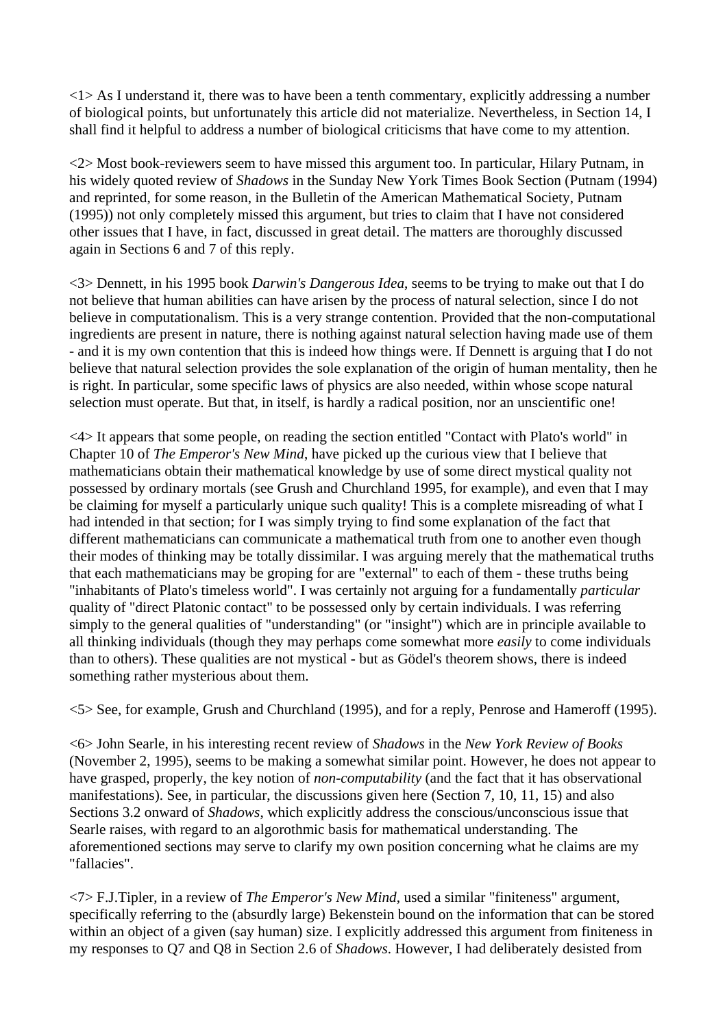<1> As I understand it, there was to have been a tenth commentary, explicitly addressing a number of biological points, but unfortunately this article did not materialize. Nevertheless, in Section 14, I shall find it helpful to address a number of biological criticisms that have come to my attention.

<2> Most book-reviewers seem to have missed this argument too. In particular, Hilary Putnam, in his widely quoted review of *Shadows* in the Sunday New York Times Book Section (Putnam (1994) and reprinted, for some reason, in the Bulletin of the American Mathematical Society, Putnam (1995)) not only completely missed this argument, but tries to claim that I have not considered other issues that I have, in fact, discussed in great detail. The matters are thoroughly discussed again in Sections 6 and 7 of this reply.

<3> Dennett, in his 1995 book *Darwin's Dangerous Idea*, seems to be trying to make out that I do not believe that human abilities can have arisen by the process of natural selection, since I do not believe in computationalism. This is a very strange contention. Provided that the non-computational ingredients are present in nature, there is nothing against natural selection having made use of them - and it is my own contention that this is indeed how things were. If Dennett is arguing that I do not believe that natural selection provides the sole explanation of the origin of human mentality, then he is right. In particular, some specific laws of physics are also needed, within whose scope natural selection must operate. But that, in itself, is hardly a radical position, nor an unscientific one!

<4> It appears that some people, on reading the section entitled "Contact with Plato's world" in Chapter 10 of *The Emperor's New Mind*, have picked up the curious view that I believe that mathematicians obtain their mathematical knowledge by use of some direct mystical quality not possessed by ordinary mortals (see Grush and Churchland 1995, for example), and even that I may be claiming for myself a particularly unique such quality! This is a complete misreading of what I had intended in that section; for I was simply trying to find some explanation of the fact that different mathematicians can communicate a mathematical truth from one to another even though their modes of thinking may be totally dissimilar. I was arguing merely that the mathematical truths that each mathematicians may be groping for are "external" to each of them - these truths being "inhabitants of Plato's timeless world". I was certainly not arguing for a fundamentally *particular* quality of "direct Platonic contact" to be possessed only by certain individuals. I was referring simply to the general qualities of "understanding" (or "insight") which are in principle available to all thinking individuals (though they may perhaps come somewhat more *easily* to come individuals than to others). These qualities are not mystical - but as Gödel's theorem shows, there is indeed something rather mysterious about them.

<5> See, for example, Grush and Churchland (1995), and for a reply, Penrose and Hameroff (1995).

<6> John Searle, in his interesting recent review of *Shadows* in the *New York Review of Books* (November 2, 1995), seems to be making a somewhat similar point. However, he does not appear to have grasped, properly, the key notion of *non-computability* (and the fact that it has observational manifestations). See, in particular, the discussions given here (Section 7, 10, 11, 15) and also Sections 3.2 onward of *Shadows*, which explicitly address the conscious/unconscious issue that Searle raises, with regard to an algorothmic basis for mathematical understanding. The aforementioned sections may serve to clarify my own position concerning what he claims are my "fallacies".

<7> F.J.Tipler, in a review of *The Emperor's New Mind*, used a similar "finiteness" argument, specifically referring to the (absurdly large) Bekenstein bound on the information that can be stored within an object of a given (say human) size. I explicitly addressed this argument from finiteness in my responses to Q7 and Q8 in Section 2.6 of *Shadows*. However, I had deliberately desisted from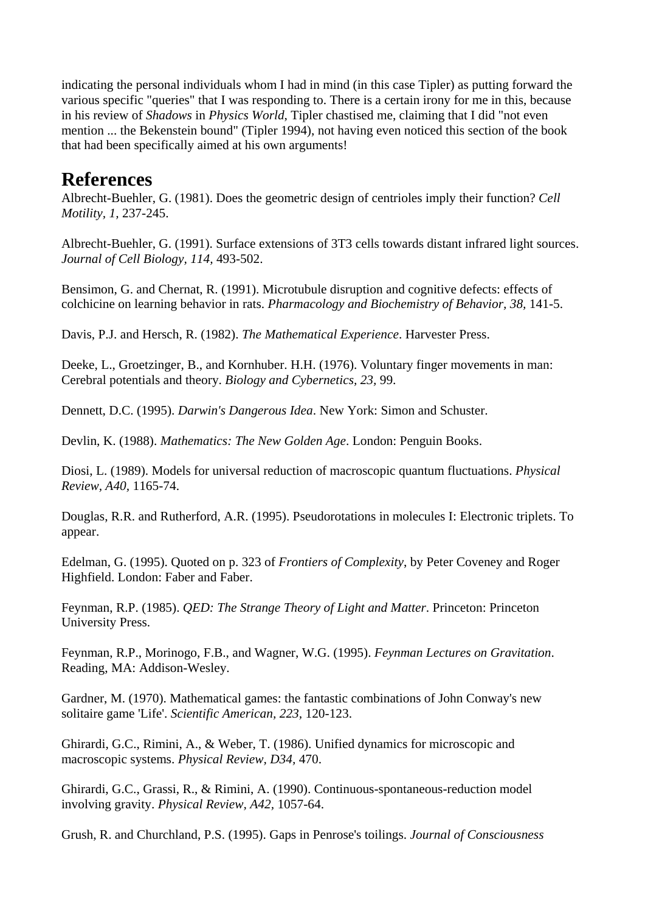indicating the personal individuals whom I had in mind (in this case Tipler) as putting forward the various specific "queries" that I was responding to. There is a certain irony for me in this, because in his review of *Shadows* in *Physics World*, Tipler chastised me, claiming that I did "not even mention ... the Bekenstein bound" (Tipler 1994), not having even noticed this section of the book that had been specifically aimed at his own arguments!

## References

Albrecht-Buehler, G. (1981). Does the geometric design of centrioles imply their function? *Cell Motility, 1,* 237-245.

Albrecht-Buehler, G. (1991). Surface extensions of 3T3 cells towards distant infrared light sources. *Journal of Cell Biology, 114,* 493-502.

Bensimon, G. and Chernat, R. (1991). Microtubule disruption and cognitive defects: effects of colchicine on learning behavior in rats. *Pharmacology and Biochemistry of Behavior, 38,* 141-5.

Davis, P.J. and Hersch, R. (1982). *The Mathematical Experience*. Harvester Press.

Deeke, L., Groetzinger, B., and Kornhuber. H.H. (1976). Voluntary finger movements in man: Cerebral potentials and theory. *Biology and Cybernetics, 23,* 99.

Dennett, D.C. (1995). *Darwin's Dangerous Idea*. New York: Simon and Schuster.

Devlin, K. (1988). *Mathematics: The New Golden Age*. London: Penguin Books.

Diosi, L. (1989). Models for universal reduction of macroscopic quantum fluctuations. *Physical Review, A40,* 1165-74.

Douglas, R.R. and Rutherford, A.R. (1995). Pseudorotations in molecules I: Electronic triplets. To appear.

Edelman, G. (1995). Quoted on p. 323 of *Frontiers of Complexity*, by Peter Coveney and Roger Highfield. London: Faber and Faber.

Feynman, R.P. (1985). *QED: The Strange Theory of Light and Matter.* Princeton: Princeton University Press.

Feynman, R.P., Morinogo, F.B., and Wagner, W.G. (1995). *Feynman Lectures on Gravitation*. Reading, MA: Addison-Wesley.

Gardner, M. (1970). Mathematical games: the fantastic combinations of John Conway's new solitaire game 'Life'. *Scientific American, 223,* 120-123.

Ghirardi, G.C., Rimini, A., & Weber, T. (1986). Unified dynamics for microscopic and macroscopic systems. *Physical Review, D34,* 470.

Ghirardi, G.C., Grassi, R., & Rimini, A. (1990). Continuous-spontaneous-reduction model involving gravity. *Physical Review, A42,* 1057-64.

Grush, R. and Churchland, P.S. (1995). Gaps in Penrose's toilings. *Journal of Consciousness*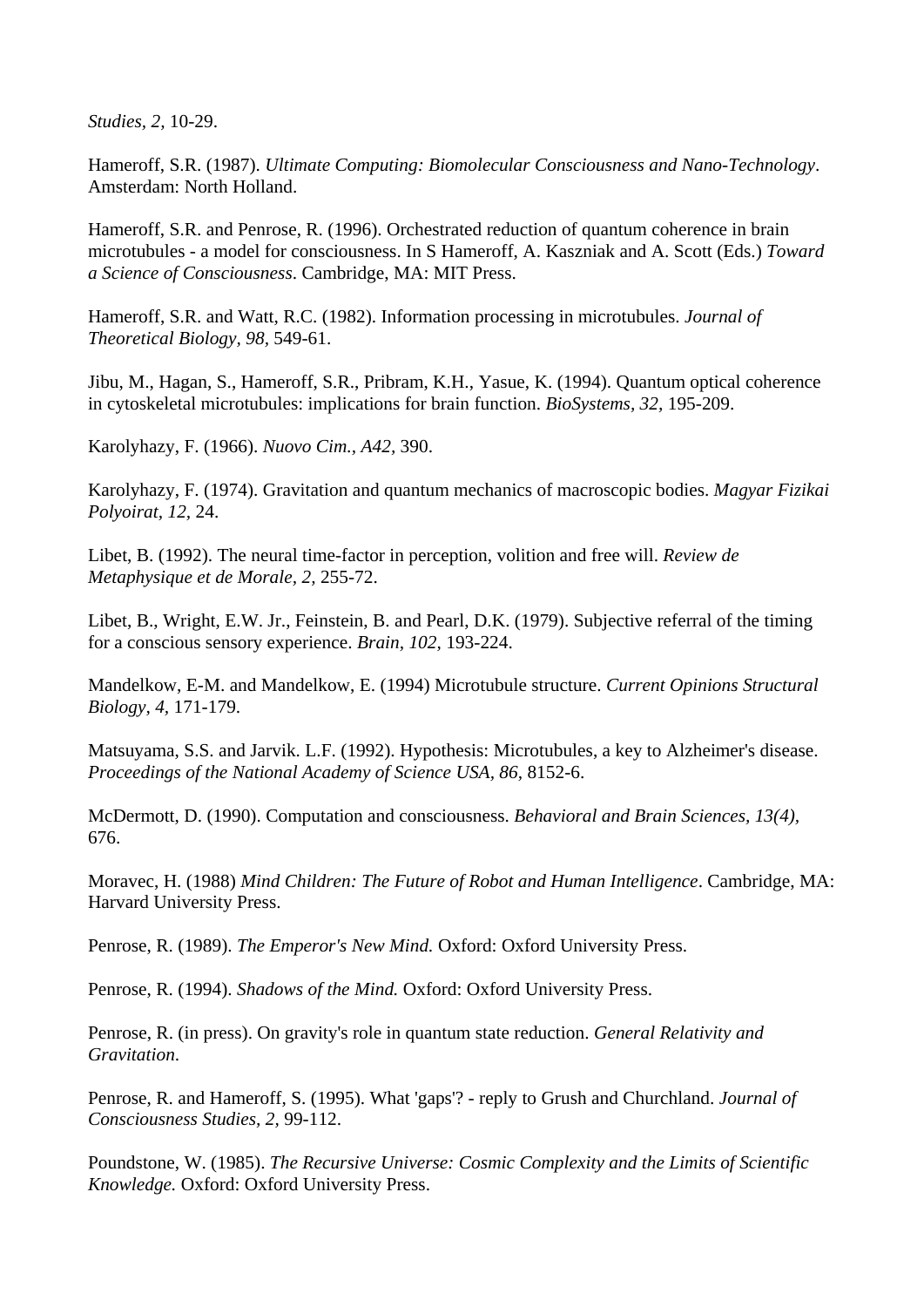*Studies, 2,* 10-29.

Hameroff, S.R. (1987). *Ultimate Computing: Biomolecular Consciousness and Nano-Technology*. Amsterdam: North Holland.

Hameroff, S.R. and Penrose, R. (1996). Orchestrated reduction of quantum coherence in brain microtubules - a model for consciousness. In S Hameroff, A. Kaszniak and A. Scott (Eds.) *Toward a Science of Consciousness*. Cambridge, MA: MIT Press.

Hameroff, S.R. and Watt, R.C. (1982). Information processing in microtubules. *Journal of Theoretical Biology, 98,* 549-61.

Jibu, M., Hagan, S., Hameroff, S.R., Pribram, K.H., Yasue, K. (1994). Quantum optical coherence in cytoskeletal microtubules: implications for brain function. *BioSystems, 32,* 195-209.

Karolyhazy, F. (1966). *Nuovo Cim., A42,* 390.

Karolyhazy, F. (1974). Gravitation and quantum mechanics of macroscopic bodies. *Magyar Fizikai Polyoirat, 12,* 24.

Libet, B. (1992). The neural time-factor in perception, volition and free will. *Review de Metaphysique et de Morale, 2,* 255-72.

Libet, B., Wright, E.W. Jr., Feinstein, B. and Pearl, D.K. (1979). Subjective referral of the timing for a conscious sensory experience. *Brain, 102,* 193-224.

Mandelkow, E-M. and Mandelkow, E. (1994) Microtubule structure. *Current Opinions Structural Biology, 4,* 171-179.

Matsuyama, S.S. and Jarvik. L.F. (1992). Hypothesis: Microtubules, a key to Alzheimer's disease. *Proceedings of the National Academy of Science USA, 86,* 8152-6.

McDermott, D. (1990). Computation and consciousness. *Behavioral and Brain Sciences, 13(4),* 676.

Moravec, H. (1988) *Mind Children: The Future of Robot and Human Intelligence*. Cambridge, MA: Harvard University Press.

Penrose, R. (1989). *The Emperor's New Mind.* Oxford: Oxford University Press.

Penrose, R. (1994). *Shadows of the Mind.* Oxford: Oxford University Press.

Penrose, R. (in press). On gravity's role in quantum state reduction. *General Relativity and Gravitation*.

Penrose, R. and Hameroff, S. (1995). What 'gaps'? - reply to Grush and Churchland. *Journal of Consciousness Studies, 2,* 99-112.

Poundstone, W. (1985). *The Recursive Universe: Cosmic Complexity and the Limits of Scientific Knowledge.* Oxford: Oxford University Press.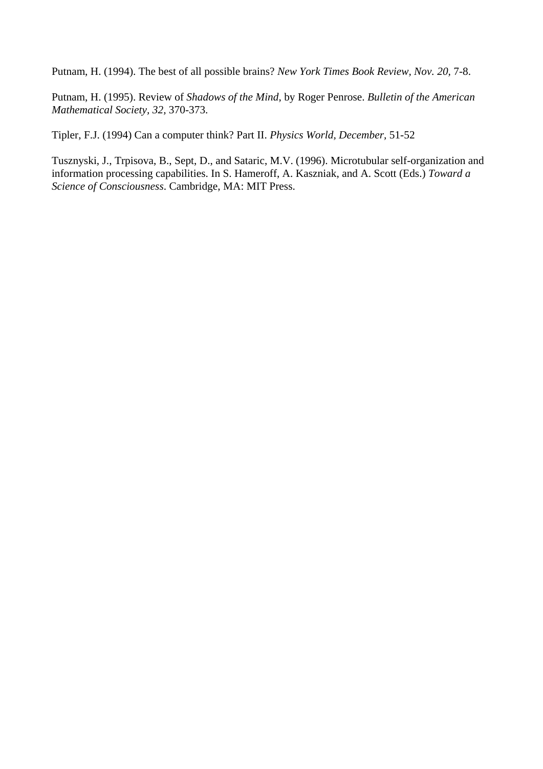Putnam, H. (1994). The best of all possible brains? *New York Times Book Review, Nov. 20,* 7-8.

Putnam, H. (1995). Review of *Shadows of the Mind*, by Roger Penrose. *Bulletin of the American Mathematical Society, 32,* 370-373.

Tipler, F.J. (1994) Can a computer think? Part II. *Physics World, December,* 51-52

Tusznyski, J., Trpisova, B., Sept, D., and Sataric, M.V. (1996). Microtubular self-organization and information processing capabilities. In S. Hameroff, A. Kaszniak, and A. Scott (Eds.) *Toward a Science of Consciousness*. Cambridge, MA: MIT Press.